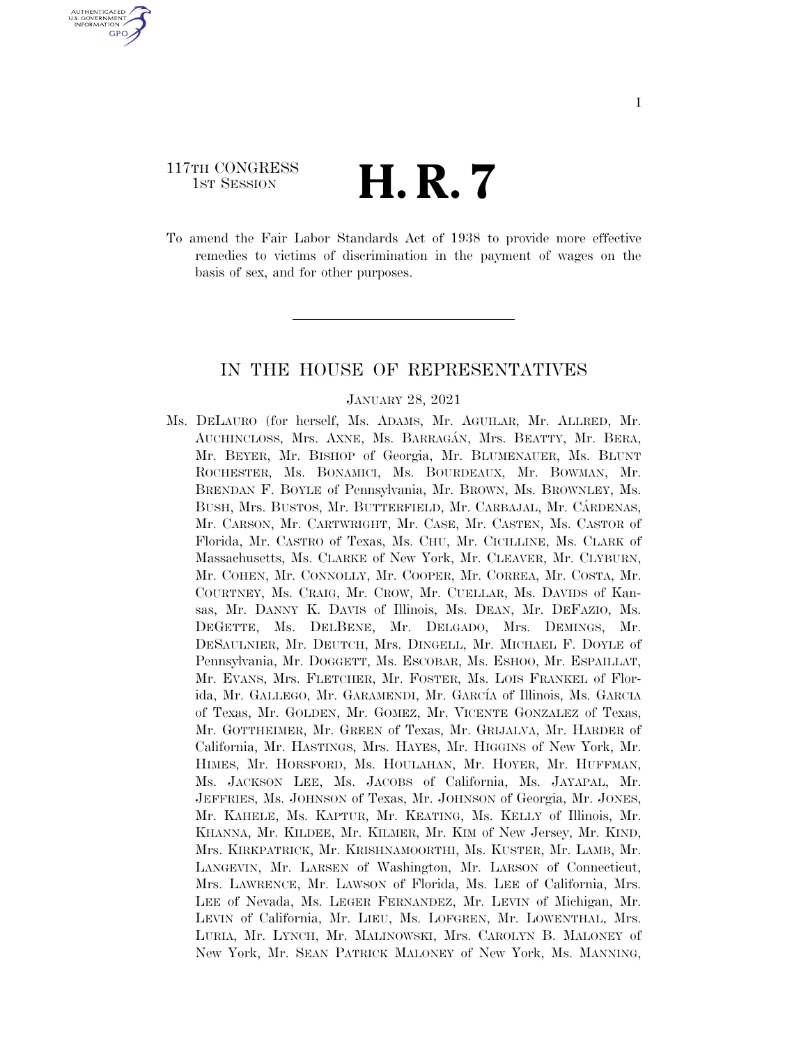117TH CONGRESS
1ST SESSION

# H. R. 7

To amend the Fair Labor Standards Act of 1938 to provide more effective remedies to victims of discrimination in the payment of wages on the basis of sex, and for other purposes.

---

## IN THE HOUSE OF REPRESENTATIVES

JANUARY 28, 2021

Ms. DELAURO (for herself, Ms. ADAMS, Mr. AGUILAR, Mr. ALLRED, Mr. AUCHINCLOSS, Mrs. AXNE, Ms. BARRAGÁN, Mrs. BEATTY, Mr. BERA, Mr. BEYER, Mr. BISHOP of Georgia, Mr. BLUMENAUER, Ms. BLUNT ROCHESTER, Ms. BONAMICI, Ms. BOURDEAUX, Mr. BOWMAN, Mr. BRENDAN F. BOYLE of Pennsylvania, Mr. BROWN, Ms. BROWNLEY, Ms. BUSH, Mrs. BUSTOS, Mr. BUTTERFIELD, Mr. CARBAJAL, Mr. CÁRDENAS, Mr. CARSON, Mr. CARTWRIGHT, Mr. CASE, Mr. CASTEN, Ms. CASTOR of Florida, Mr. CASTRO of Texas, Ms. CHU, Mr. CICILLINE, Ms. CLARK of Massachusetts, Ms. CLARKE of New York, Mr. CLEAVER, Mr. CLYBURN, Mr. COHEN, Mr. CONNOLLY, Mr. COOPER, Mr. CORREA, Mr. COSTA, Mr. COURTNEY, Ms. CRAIG, Mr. CROW, Mr. CUELLAR, Ms. DAVIDS of Kansas, Mr. DANNY K. DAVIS of Illinois, Ms. DEAN, Mr. DEFAZIO, Ms. DEGETTE, Ms. DELBENE, Mr. DELGADO, Mrs. DEMINGS, Mr. DESAULNIER, Mr. DEUTCH, Mrs. DINGELL, Mr. MICHAEL F. DOYLE of Pennsylvania, Mr. DOGGETT, Ms. ESCOBAR, Ms. ESHOO, Mr. ESPAILLAT, Mr. EVANS, Mrs. FLETCHER, Mr. FOSTER, Ms. LOIS FRANKEL of Florida, Mr. GALLEGO, Mr. GARAMENDI, Mr. GARCÍA of Illinois, Ms. GARCIA of Texas, Mr. GOLDEN, Mr. GOMEZ, Mr. VICENTE GONZALEZ of Texas, Mr. GOTTHEIMER, Mr. GREEN of Texas, Mr. GRIJALVA, Mr. HARDER of California, Mr. HASTINGS, Mrs. HAYES, Mr. HIGGINS of New York, Mr. HIMES, Mr. HORSFORD, Ms. HOULAHAN, Mr. HOYER, Mr. HUFFMAN, Ms. JACKSON LEE, Ms. JACOBS of California, Ms. JAYAPAL, Mr. JEFFRIES, Ms. JOHNSON of Texas, Mr. JOHNSON of Georgia, Mr. JONES, Mr. KAHELE, Ms. KAPTUR, Mr. KEATING, Ms. KELLY of Illinois, Mr. KHANNA, Mr. KILDEE, Mr. KILMER, Mr. KIM of New Jersey, Mr. KIND, Mrs. KIRKPATRICK, Mr. KRISHNAMOORTHI, Ms. KUSTER, Mr. LAMB, Mr. LANGEVIN, Mr. LARSEN of Washington, Mr. LARSON of Connecticut, Mrs. LAWRENCE, Mr. LAWSON of Florida, Ms. LEE of California, Mrs. LEE of Nevada, Ms. LEGER FERNANDEZ, Mr. LEVIN of Michigan, Mr. LEVIN of California, Mr. LIEU, Ms. LOFGREN, Mr. LOWENTHAL, Mrs. LURIA, Mr. LYNCH, Mr. MALINOWSKI, Mrs. CAROLYN B. MALONEY of New York, Mr. SEAN PATRICK MALONEY of New York, Ms. MANNING,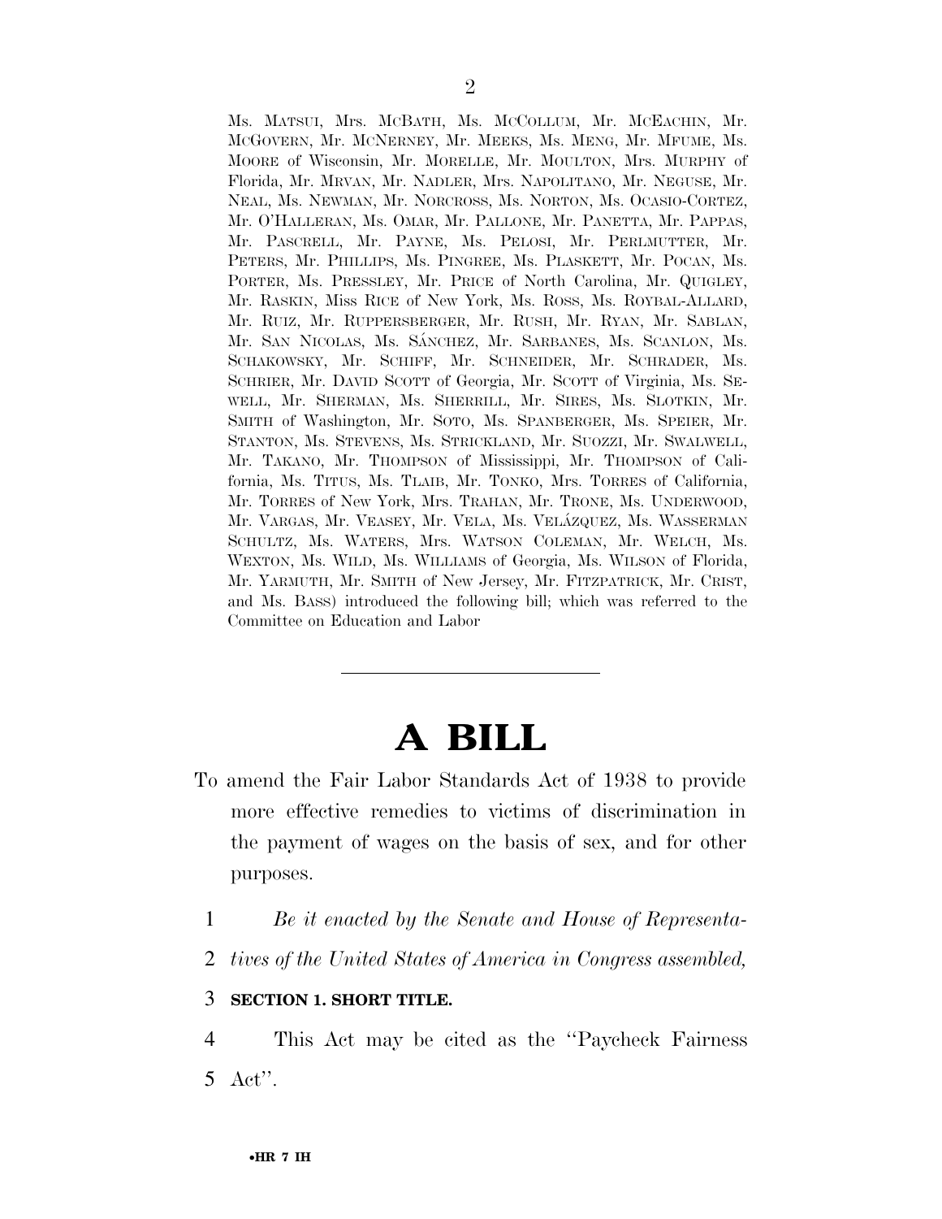Ms. MATSUI, Mrs. MCBATH, Ms. MCCOLLUM, Mr. MCEACHIN, Mr. MCGOVERN, Mr. MCNERNEY, Mr. MEEKS, Ms. MENG, Mr. MFUME, Ms. MOORE of Wisconsin, Mr. MORELLE, Mr. MOULTON, Mrs. MURPHY of Florida, Mr. MRVAN, Mr. NADLER, Mrs. NAPOLITANO, Mr. NEGUSE, Mr. NEAL, Ms. NEWMAN, Mr. NORCROSS, Ms. NORTON, Ms. OCASIO-CORTEZ, Mr. O'HALLERAN, Ms. OMAR, Mr. PALLONE, Mr. PANETTA, Mr. PAPPAS, Mr. PASCRELL, Mr. PAYNE, Ms. PELOSI, Mr. PERLMUTTER, Mr. PETERS, Mr. PHILLIPS, Ms. PINGREE, Ms. PLASKETT, Mr. POCAN, Ms. PORTER, Ms. PRESSLEY, Mr. PRICE of North Carolina, Mr. QUIGLEY, Mr. RASKIN, Miss RICE of New York, Ms. ROSS, Ms. ROYBAL-ALLARD, Mr. RUIZ, Mr. RUPPERSBERGER, Mr. RUSH, Mr. RYAN, Mr. SABLAN, Mr. SAN NICOLAS, Ms. SÁNCHEZ, Mr. SARBANES, Ms. SCANLON, Ms. SCHAKOWSKY, Mr. SCHIFF, Mr. SCHNEIDER, Mr. SCHRADER, Ms. SCHRIER, Mr. DAVID SCOTT of Georgia, Mr. SCOTT of Virginia, Ms. SEWELL, Mr. SHERMAN, Ms. SHERRILL, Mr. SIRES, Ms. SLOTKIN, Mr. SMITH of Washington, Mr. SOTO, Ms. SPANBERGER, Ms. SPEIER, Mr. STANTON, Ms. STEVENS, Ms. STRICKLAND, Mr. SUOZZI, Mr. SWALWELL, Mr. TAKANO, Mr. THOMPSON of Mississippi, Mr. THOMPSON of California, Ms. TITUS, Ms. TLAIB, Mr. TONKO, Mrs. TORRES of California, Mr. TORRES of New York, Mrs. TRAHAN, Mr. TRONE, Ms. UNDERWOOD, Mr. VARGAS, Mr. VEASEY, Mr. VELA, Ms. VELÁZQUEZ, Ms. WASSERMAN SCHULTZ, Ms. WATERS, Mrs. WATSON COLEMAN, Mr. WELCH, Ms. WEXTON, Ms. WILD, Ms. WILLIAMS of Georgia, Ms. WILSON of Florida, Mr. YARMUTH, Mr. SMITH of New Jersey, Mr. FITZPATRICK, Mr. CRIST, and Ms. BASS) introduced the following bill; which was referred to the Committee on Education and Labor

---

# A BILL

To amend the Fair Labor Standards Act of 1938 to provide more effective remedies to victims of discrimination in the payment of wages on the basis of sex, and for other purposes.

1 *Be it enacted by the Senate and House of Representa-*
2 *tives of the United States of America in Congress assembled,*

3 **SECTION 1. SHORT TITLE.**

4 This Act may be cited as the ''Paycheck Fairness
5 Act''.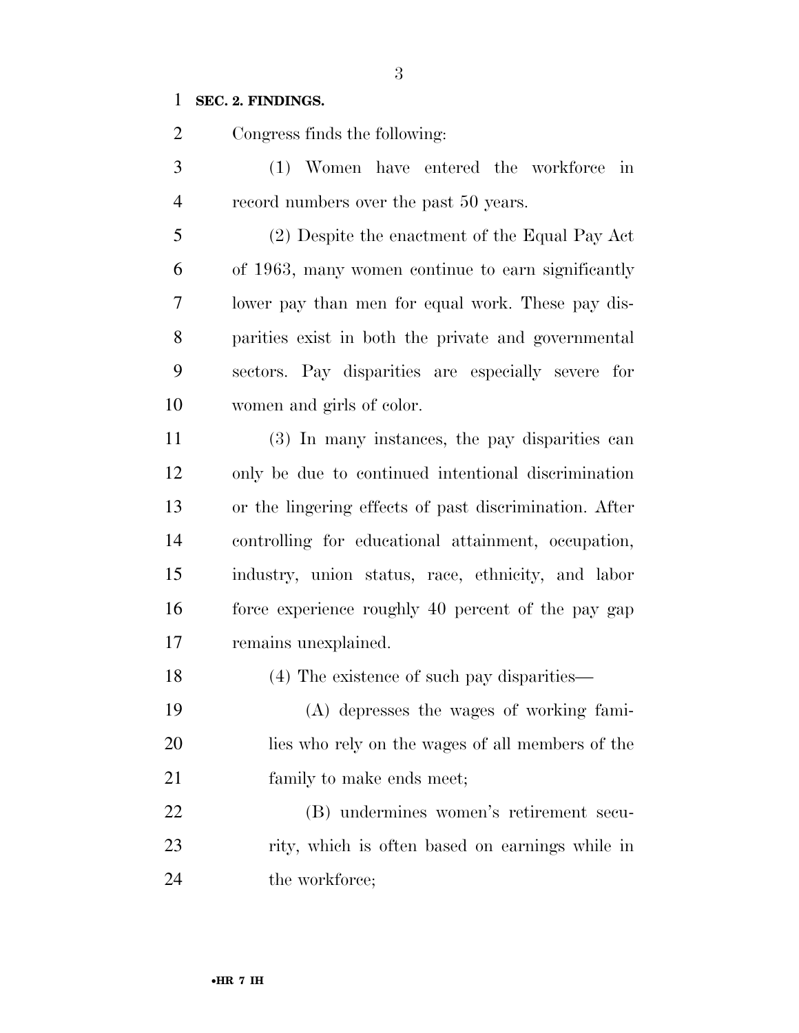**SEC. 2. FINDINGS.**

Congress finds the following:

(1) Women have entered the workforce in record numbers over the past 50 years.

(2) Despite the enactment of the Equal Pay Act of 1963, many women continue to earn significantly lower pay than men for equal work. These pay disparities exist in both the private and governmental sectors. Pay disparities are especially severe for women and girls of color.

(3) In many instances, the pay disparities can only be due to continued intentional discrimination or the lingering effects of past discrimination. After controlling for educational attainment, occupation, industry, union status, race, ethnicity, and labor force experience roughly 40 percent of the pay gap remains unexplained.

(4) The existence of such pay disparities—

(A) depresses the wages of working families who rely on the wages of all members of the family to make ends meet;

(B) undermines women's retirement security, which is often based on earnings while in the workforce;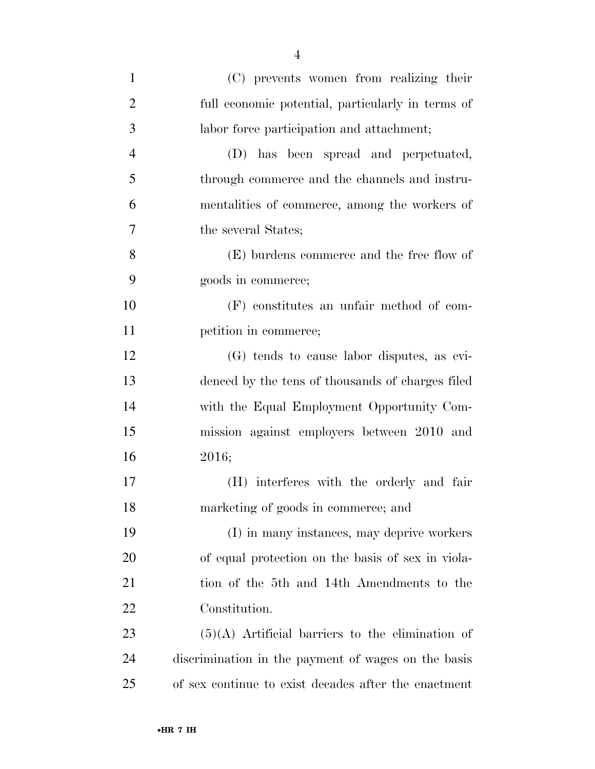(C) prevents women from realizing their full economic potential, particularly in terms of labor force participation and attachment;

(D) has been spread and perpetuated, through commerce and the channels and instrumentalities of commerce, among the workers of the several States;

(E) burdens commerce and the free flow of goods in commerce;

(F) constitutes an unfair method of competition in commerce;

(G) tends to cause labor disputes, as evidenced by the tens of thousands of charges filed with the Equal Employment Opportunity Commission against employers between 2010 and 2016;

(H) interferes with the orderly and fair marketing of goods in commerce; and

(I) in many instances, may deprive workers of equal protection on the basis of sex in violation of the 5th and 14th Amendments to the Constitution.

(5)(A) Artificial barriers to the elimination of discrimination in the payment of wages on the basis of sex continue to exist decades after the enactment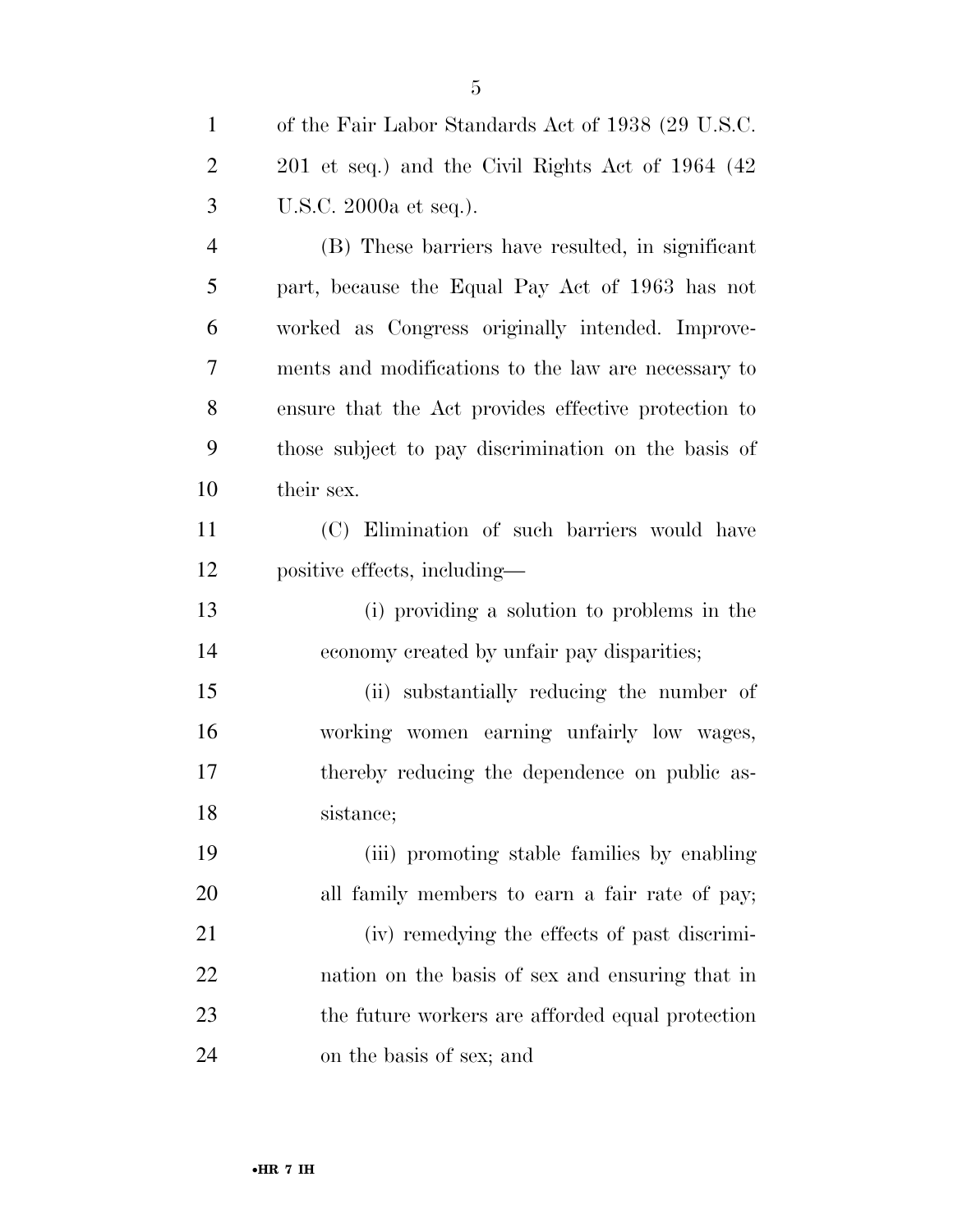of the Fair Labor Standards Act of 1938 (29 U.S.C. 201 et seq.) and the Civil Rights Act of 1964 (42 U.S.C. 2000a et seq.).

(B) These barriers have resulted, in significant part, because the Equal Pay Act of 1963 has not worked as Congress originally intended. Improvements and modifications to the law are necessary to ensure that the Act provides effective protection to those subject to pay discrimination on the basis of their sex.

(C) Elimination of such barriers would have positive effects, including—

(i) providing a solution to problems in the economy created by unfair pay disparities;

(ii) substantially reducing the number of working women earning unfairly low wages, thereby reducing the dependence on public assistance;

(iii) promoting stable families by enabling all family members to earn a fair rate of pay;

(iv) remedying the effects of past discrimination on the basis of sex and ensuring that in the future workers are afforded equal protection on the basis of sex; and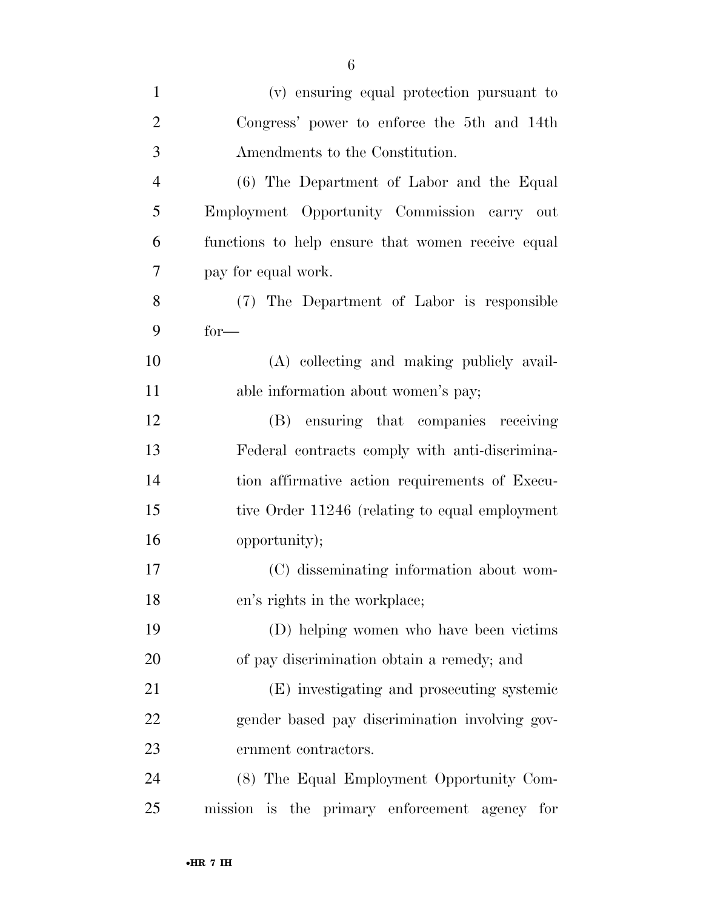(v) ensuring equal protection pursuant to Congress' power to enforce the 5th and 14th Amendments to the Constitution.

(6) The Department of Labor and the Equal Employment Opportunity Commission carry out functions to help ensure that women receive equal pay for equal work.

(7) The Department of Labor is responsible for—

(A) collecting and making publicly available information about women's pay;

(B) ensuring that companies receiving Federal contracts comply with anti-discrimination affirmative action requirements of Executive Order 11246 (relating to equal employment opportunity);

(C) disseminating information about women's rights in the workplace;

(D) helping women who have been victims of pay discrimination obtain a remedy; and

(E) investigating and prosecuting systemic gender based pay discrimination involving government contractors.

(8) The Equal Employment Opportunity Commission is the primary enforcement agency for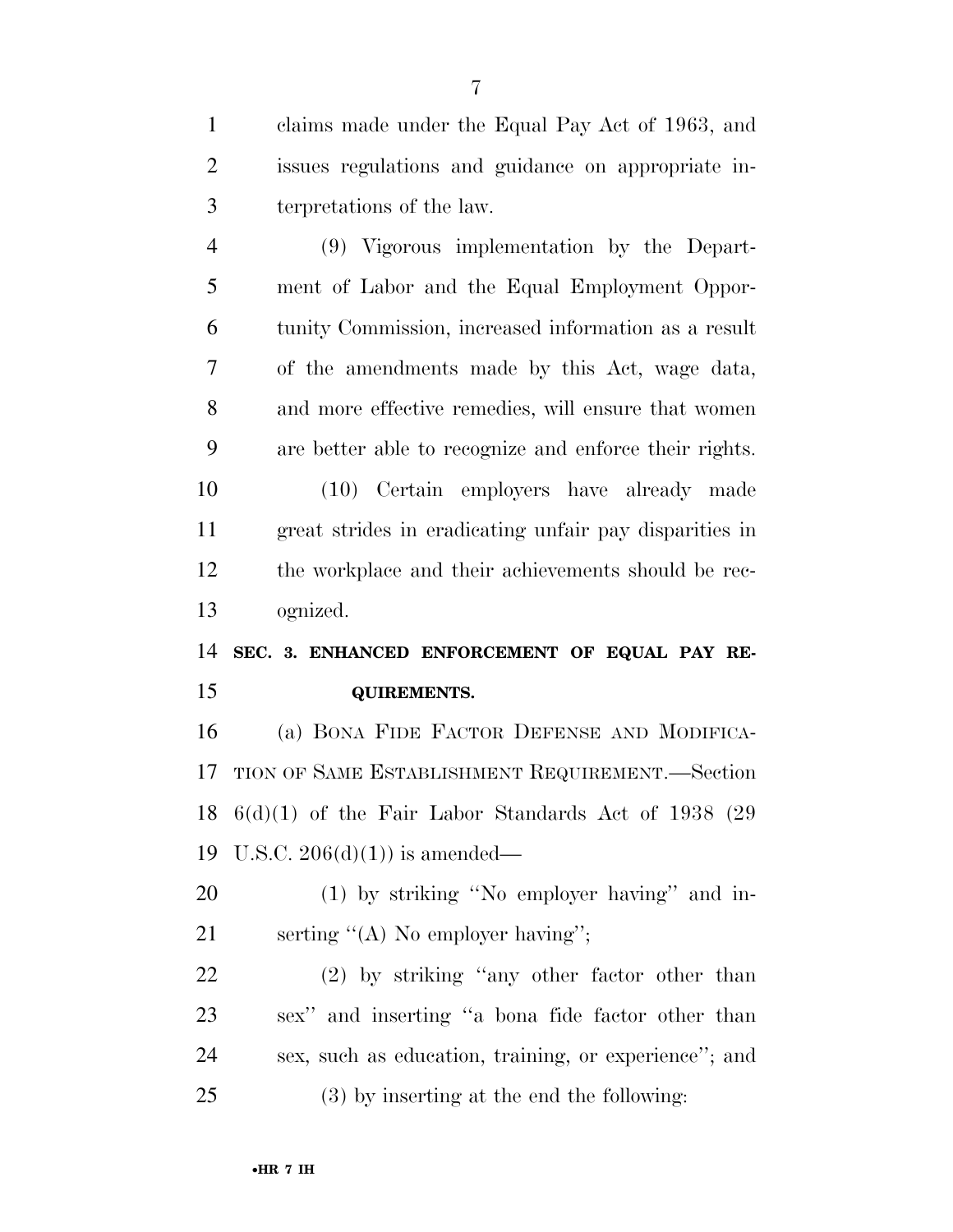claims made under the Equal Pay Act of 1963, and issues regulations and guidance on appropriate interpretations of the law.

(9) Vigorous implementation by the Department of Labor and the Equal Employment Opportunity Commission, increased information as a result of the amendments made by this Act, wage data, and more effective remedies, will ensure that women are better able to recognize and enforce their rights.

(10) Certain employers have already made great strides in eradicating unfair pay disparities in the workplace and their achievements should be recognized.

## SEC. 3. ENHANCED ENFORCEMENT OF EQUAL PAY REQUIREMENTS.

(a) BONA FIDE FACTOR DEFENSE AND MODIFICATION OF SAME ESTABLISHMENT REQUIREMENT.—Section 6(d)(1) of the Fair Labor Standards Act of 1938 (29 U.S.C. 206(d)(1)) is amended—

(1) by striking ''No employer having'' and inserting ''(A) No employer having'';

(2) by striking ''any other factor other than sex'' and inserting ''a bona fide factor other than sex, such as education, training, or experience''; and

(3) by inserting at the end the following: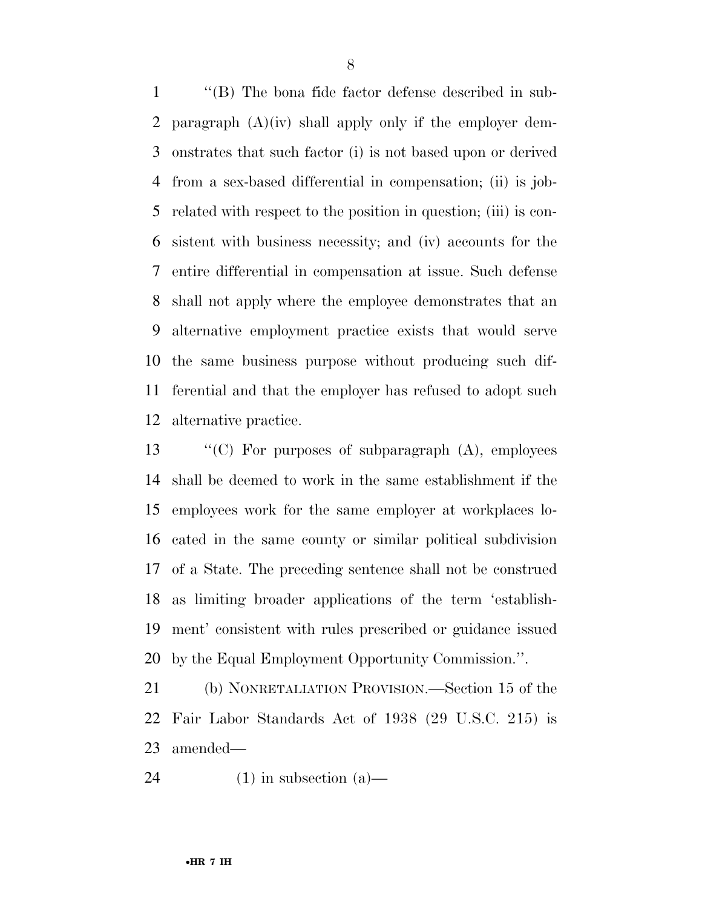''(B) The bona fide factor defense described in subparagraph (A)(iv) shall apply only if the employer demonstrates that such factor (i) is not based upon or derived from a sex-based differential in compensation; (ii) is job-related with respect to the position in question; (iii) is consistent with business necessity; and (iv) accounts for the entire differential in compensation at issue. Such defense shall not apply where the employee demonstrates that an alternative employment practice exists that would serve the same business purpose without producing such differential and that the employer has refused to adopt such alternative practice.

''(C) For purposes of subparagraph (A), employees shall be deemed to work in the same establishment if the employees work for the same employer at workplaces located in the same county or similar political subdivision of a State. The preceding sentence shall not be construed as limiting broader applications of the term 'establishment' consistent with rules prescribed or guidance issued by the Equal Employment Opportunity Commission.''.

(b) NONRETALIATION PROVISION.—Section 15 of the Fair Labor Standards Act of 1938 (29 U.S.C. 215) is amended—

(1) in subsection (a)—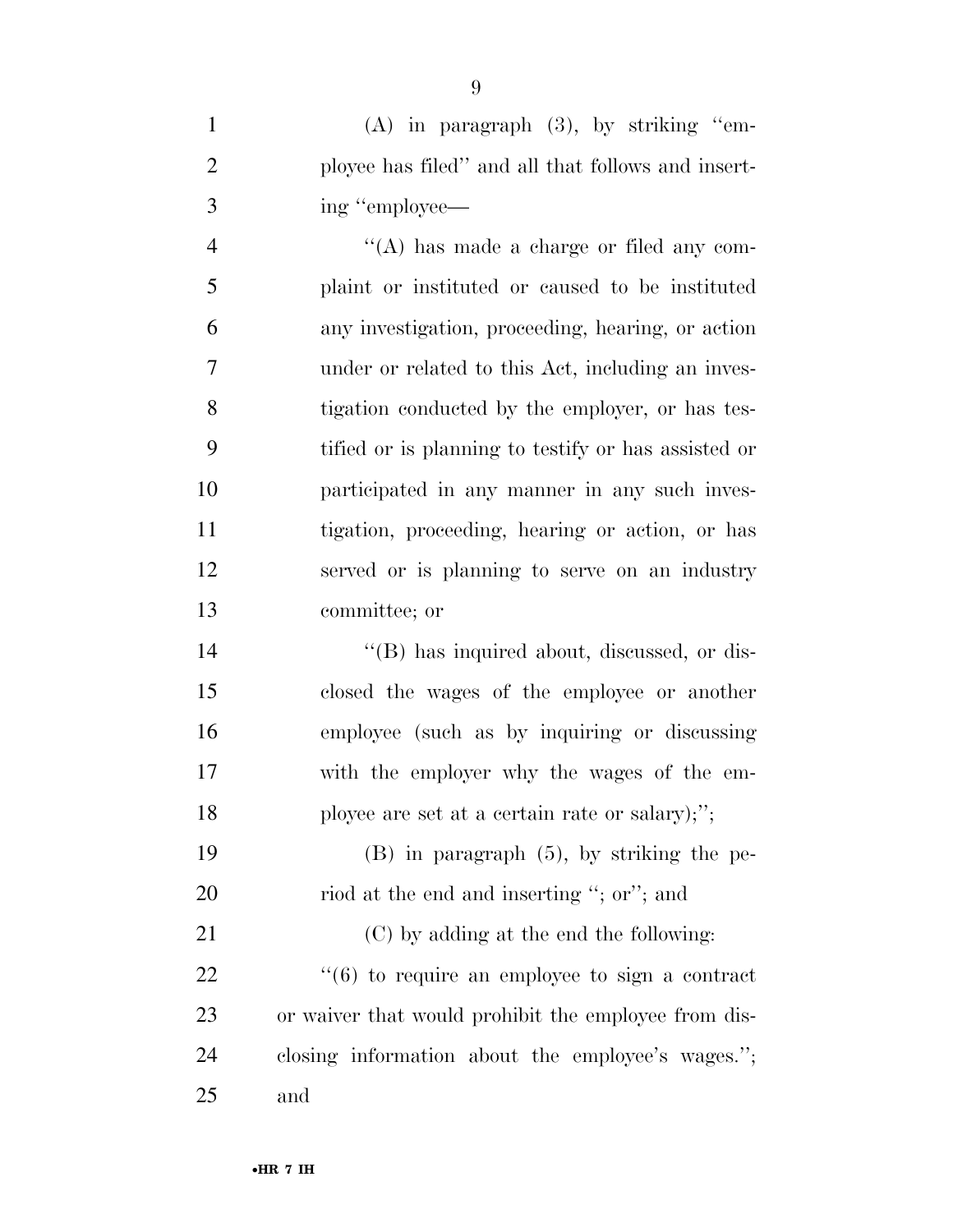(A) in paragraph (3), by striking "employee has filed" and all that follows and inserting "employee—

"(A) has made a charge or filed any complaint or instituted or caused to be instituted any investigation, proceeding, hearing, or action under or related to this Act, including an investigation conducted by the employer, or has testified or is planning to testify or has assisted or participated in any manner in any such investigation, proceeding, hearing or action, or has served or is planning to serve on an industry committee; or

"(B) has inquired about, discussed, or disclosed the wages of the employee or another employee (such as by inquiring or discussing with the employer why the wages of the employee are set at a certain rate or salary);";

(B) in paragraph (5), by striking the period at the end and inserting "; or"; and

(C) by adding at the end the following:

"(6) to require an employee to sign a contract or waiver that would prohibit the employee from disclosing information about the employee's wages."; and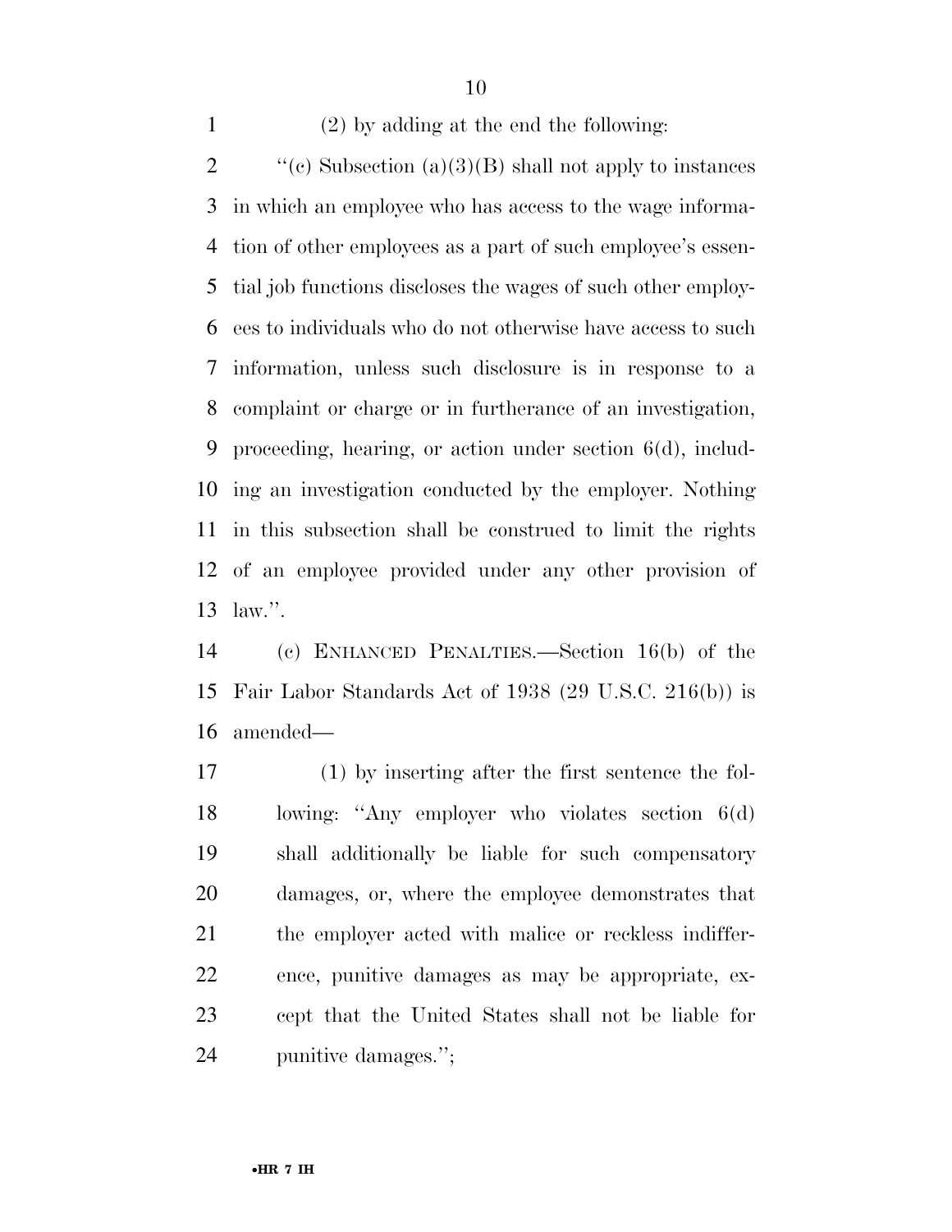(2) by adding at the end the following:

''(c) Subsection (a)(3)(B) shall not apply to instances in which an employee who has access to the wage information of other employees as a part of such employee's essential job functions discloses the wages of such other employees to individuals who do not otherwise have access to such information, unless such disclosure is in response to a complaint or charge or in furtherance of an investigation, proceeding, hearing, or action under section 6(d), including an investigation conducted by the employer. Nothing in this subsection shall be construed to limit the rights of an employee provided under any other provision of law.''.

(c) ENHANCED PENALTIES.—Section 16(b) of the Fair Labor Standards Act of 1938 (29 U.S.C. 216(b)) is amended—

(1) by inserting after the first sentence the following: ''Any employer who violates section 6(d) shall additionally be liable for such compensatory damages, or, where the employee demonstrates that the employer acted with malice or reckless indifference, punitive damages as may be appropriate, except that the United States shall not be liable for punitive damages.'';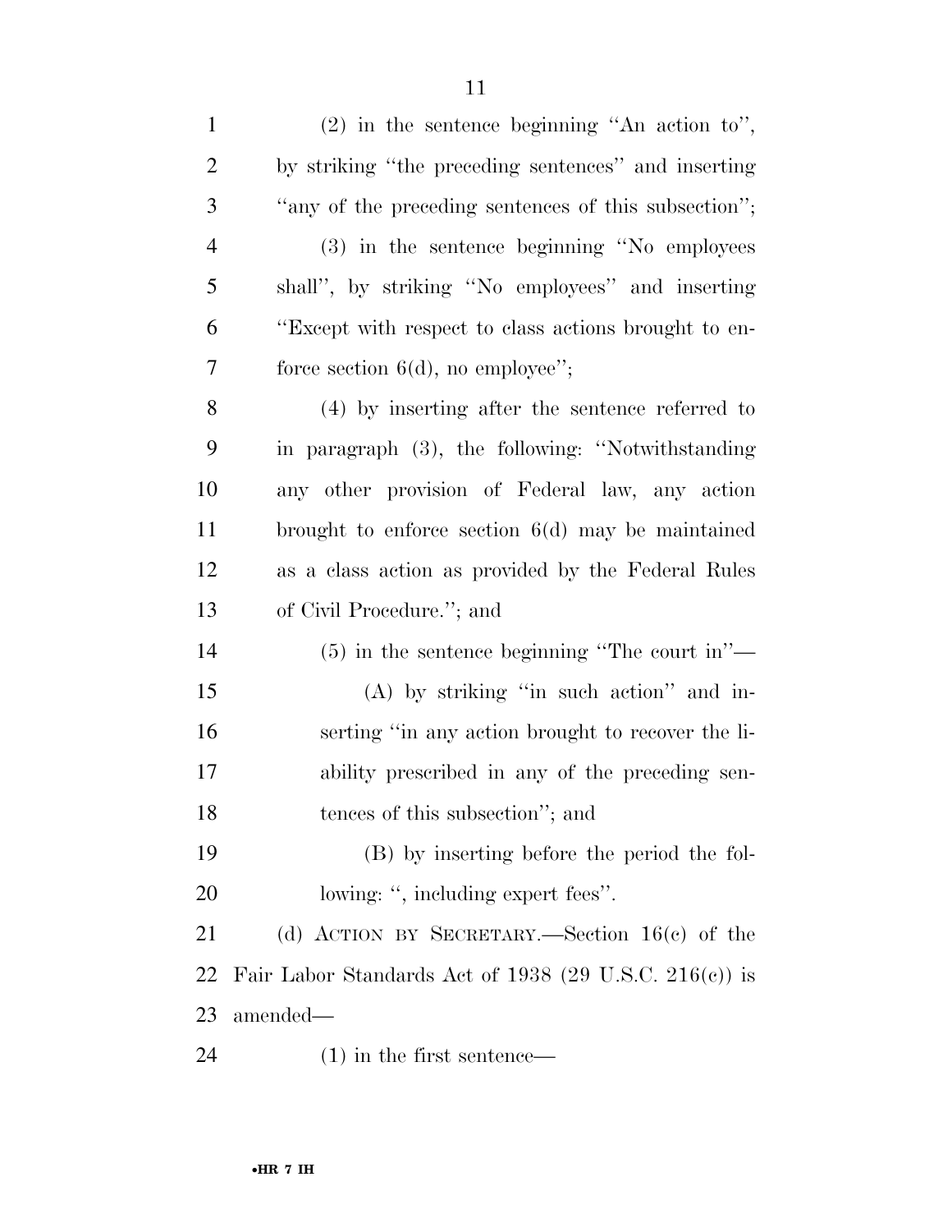(2) in the sentence beginning "An action to", by striking "the preceding sentences" and inserting "any of the preceding sentences of this subsection";

(3) in the sentence beginning "No employees shall", by striking "No employees" and inserting "Except with respect to class actions brought to enforce section 6(d), no employee";

(4) by inserting after the sentence referred to in paragraph (3), the following: "Notwithstanding any other provision of Federal law, any action brought to enforce section 6(d) may be maintained as a class action as provided by the Federal Rules of Civil Procedure."; and

(5) in the sentence beginning "The court in"—

(A) by striking "in such action" and inserting "in any action brought to recover the liability prescribed in any of the preceding sentences of this subsection"; and

(B) by inserting before the period the following: ", including expert fees".

(d) ACTION BY SECRETARY.—Section 16(c) of the Fair Labor Standards Act of 1938 (29 U.S.C. 216(c)) is amended—

(1) in the first sentence—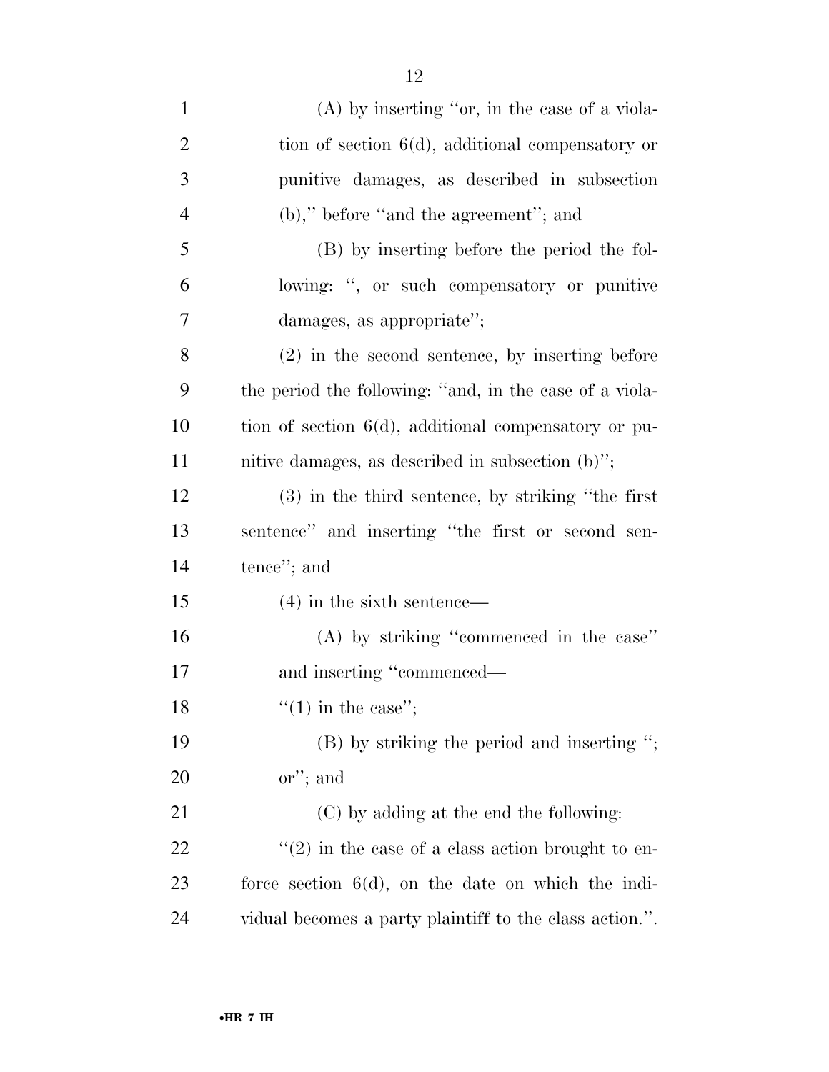(A) by inserting ''or, in the case of a violation of section 6(d), additional compensatory or punitive damages, as described in subsection (b),'' before ''and the agreement''; and

(B) by inserting before the period the following: '', or such compensatory or punitive damages, as appropriate'';

(2) in the second sentence, by inserting before the period the following: ''and, in the case of a violation of section 6(d), additional compensatory or punitive damages, as described in subsection (b)'';

(3) in the third sentence, by striking ''the first sentence'' and inserting ''the first or second sentence''; and

(4) in the sixth sentence—

(A) by striking ''commenced in the case'' and inserting ''commenced—

''(1) in the case'';

(B) by striking the period and inserting ''; or''; and

(C) by adding at the end the following:

''(2) in the case of a class action brought to enforce section 6(d), on the date on which the individual becomes a party plaintiff to the class action.''.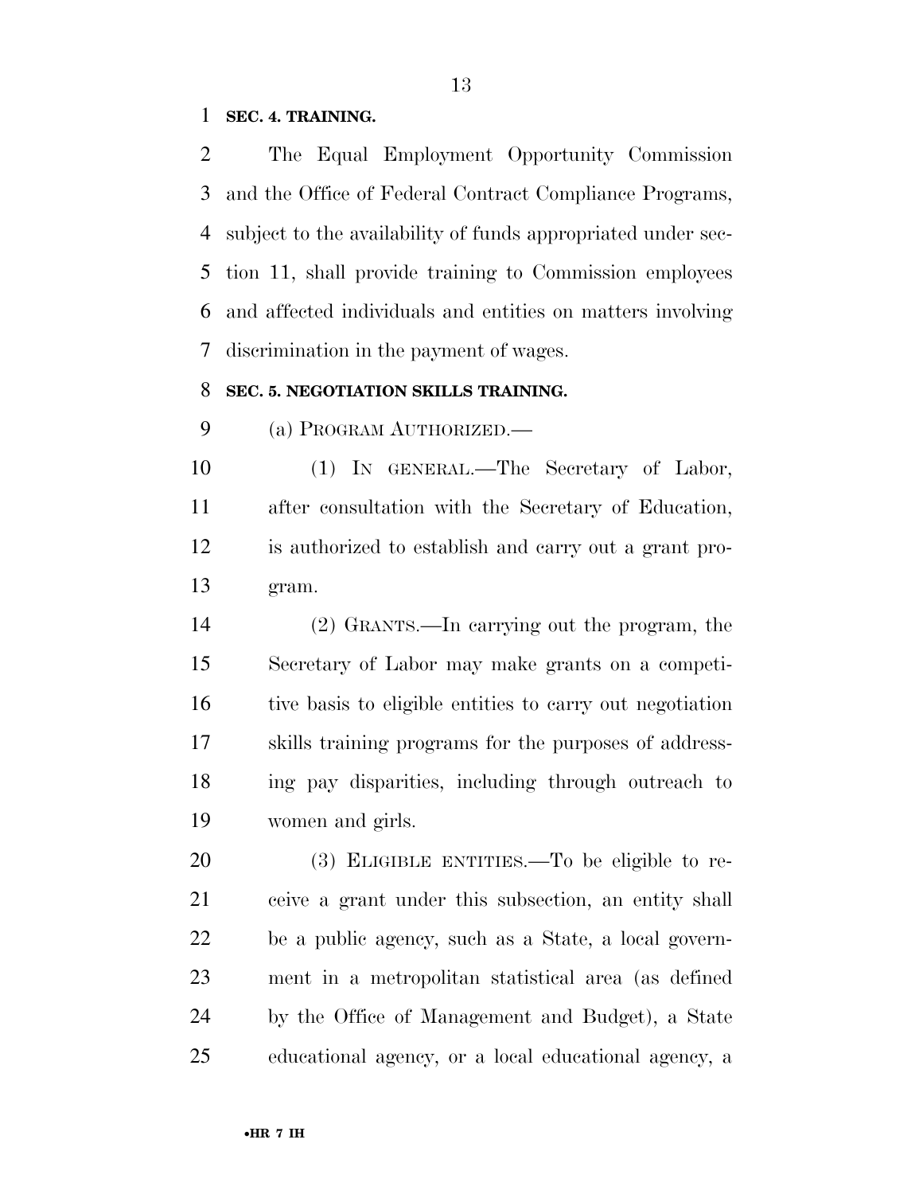**SEC. 4. TRAINING.**

The Equal Employment Opportunity Commission and the Office of Federal Contract Compliance Programs, subject to the availability of funds appropriated under section 11, shall provide training to Commission employees and affected individuals and entities on matters involving discrimination in the payment of wages.

**SEC. 5. NEGOTIATION SKILLS TRAINING.**

(a) PROGRAM AUTHORIZED.—

(1) IN GENERAL.—The Secretary of Labor, after consultation with the Secretary of Education, is authorized to establish and carry out a grant program.

(2) GRANTS.—In carrying out the program, the Secretary of Labor may make grants on a competitive basis to eligible entities to carry out negotiation skills training programs for the purposes of addressing pay disparities, including through outreach to women and girls.

(3) ELIGIBLE ENTITIES.—To be eligible to receive a grant under this subsection, an entity shall be a public agency, such as a State, a local government in a metropolitan statistical area (as defined by the Office of Management and Budget), a State educational agency, or a local educational agency, a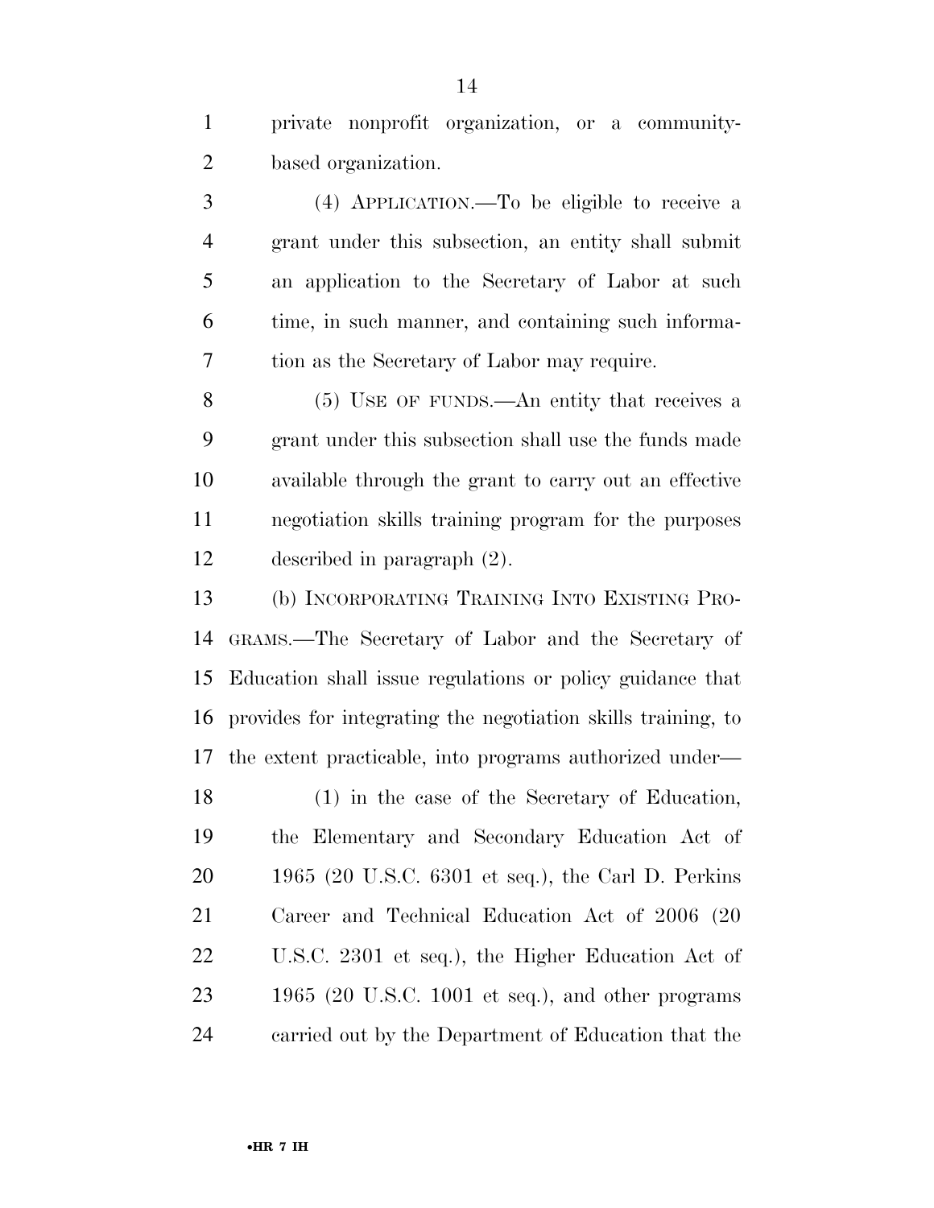private nonprofit organization, or a community-based organization.

(4) APPLICATION.—To be eligible to receive a grant under this subsection, an entity shall submit an application to the Secretary of Labor at such time, in such manner, and containing such information as the Secretary of Labor may require.

(5) USE OF FUNDS.—An entity that receives a grant under this subsection shall use the funds made available through the grant to carry out an effective negotiation skills training program for the purposes described in paragraph (2).

(b) INCORPORATING TRAINING INTO EXISTING PROGRAMS.—The Secretary of Labor and the Secretary of Education shall issue regulations or policy guidance that provides for integrating the negotiation skills training, to the extent practicable, into programs authorized under—

(1) in the case of the Secretary of Education, the Elementary and Secondary Education Act of 1965 (20 U.S.C. 6301 et seq.), the Carl D. Perkins Career and Technical Education Act of 2006 (20 U.S.C. 2301 et seq.), the Higher Education Act of 1965 (20 U.S.C. 1001 et seq.), and other programs carried out by the Department of Education that the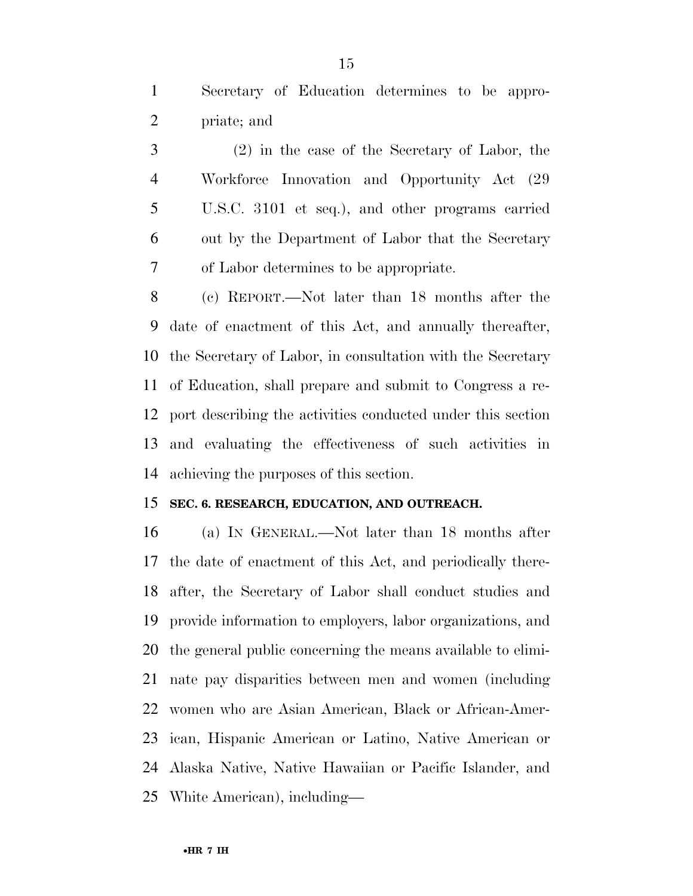Secretary of Education determines to be appropriate; and

(2) in the case of the Secretary of Labor, the Workforce Innovation and Opportunity Act (29 U.S.C. 3101 et seq.), and other programs carried out by the Department of Labor that the Secretary of Labor determines to be appropriate.

(c) REPORT.—Not later than 18 months after the date of enactment of this Act, and annually thereafter, the Secretary of Labor, in consultation with the Secretary of Education, shall prepare and submit to Congress a report describing the activities conducted under this section and evaluating the effectiveness of such activities in achieving the purposes of this section.

**SEC. 6. RESEARCH, EDUCATION, AND OUTREACH.**

(a) IN GENERAL.—Not later than 18 months after the date of enactment of this Act, and periodically thereafter, the Secretary of Labor shall conduct studies and provide information to employers, labor organizations, and the general public concerning the means available to eliminate pay disparities between men and women (including women who are Asian American, Black or African-American, Hispanic American or Latino, Native American or Alaska Native, Native Hawaiian or Pacific Islander, and White American), including—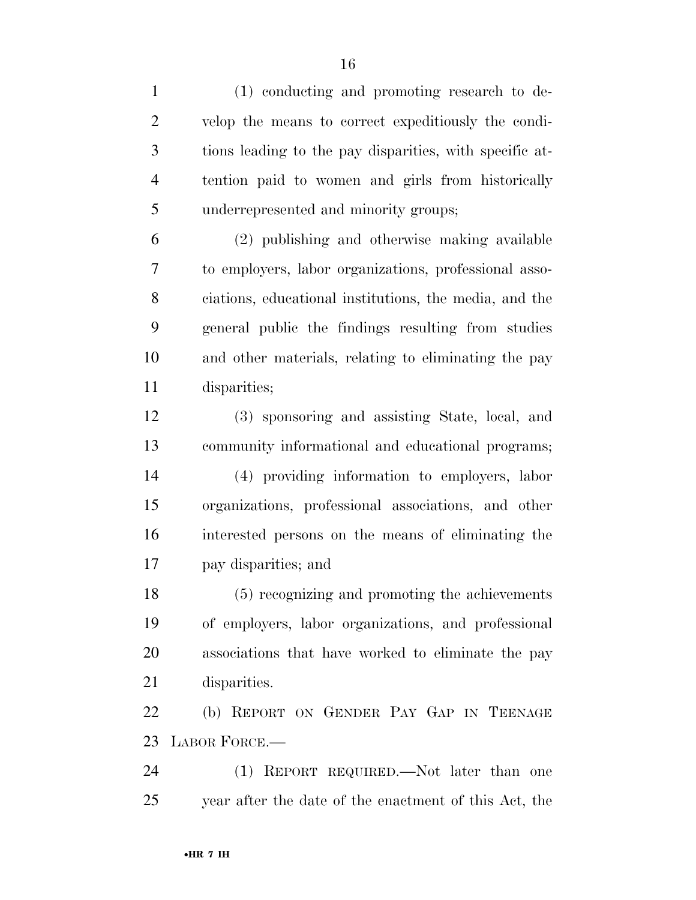(1) conducting and promoting research to develop the means to correct expeditiously the conditions leading to the pay disparities, with specific attention paid to women and girls from historically underrepresented and minority groups;

(2) publishing and otherwise making available to employers, labor organizations, professional associations, educational institutions, the media, and the general public the findings resulting from studies and other materials, relating to eliminating the pay disparities;

(3) sponsoring and assisting State, local, and community informational and educational programs;

(4) providing information to employers, labor organizations, professional associations, and other interested persons on the means of eliminating the pay disparities; and

(5) recognizing and promoting the achievements of employers, labor organizations, and professional associations that have worked to eliminate the pay disparities.

(b) REPORT ON GENDER PAY GAP IN TEENAGE LABOR FORCE.—

(1) REPORT REQUIRED.—Not later than one year after the date of the enactment of this Act, the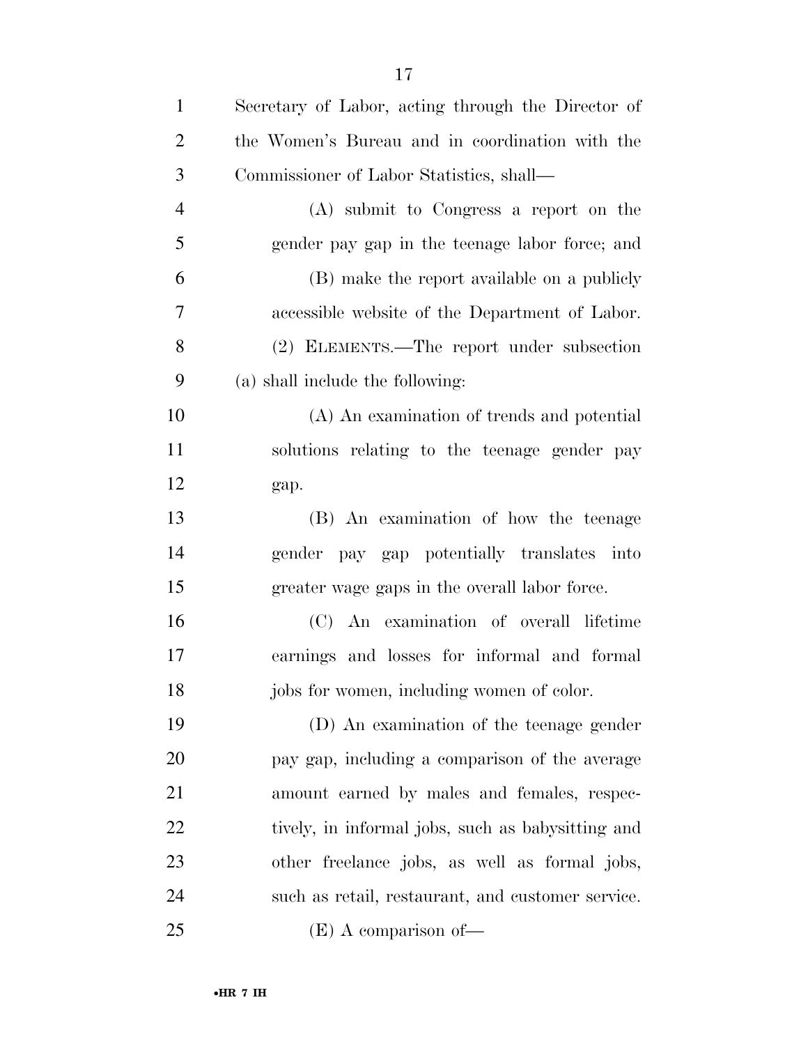Secretary of Labor, acting through the Director of the Women's Bureau and in coordination with the Commissioner of Labor Statistics, shall—

(A) submit to Congress a report on the gender pay gap in the teenage labor force; and

(B) make the report available on a publicly accessible website of the Department of Labor.

(2) ELEMENTS.—The report under subsection (a) shall include the following:

(A) An examination of trends and potential solutions relating to the teenage gender pay gap.

(B) An examination of how the teenage gender pay gap potentially translates into greater wage gaps in the overall labor force.

(C) An examination of overall lifetime earnings and losses for informal and formal jobs for women, including women of color.

(D) An examination of the teenage gender pay gap, including a comparison of the average amount earned by males and females, respectively, in informal jobs, such as babysitting and other freelance jobs, as well as formal jobs, such as retail, restaurant, and customer service.

(E) A comparison of—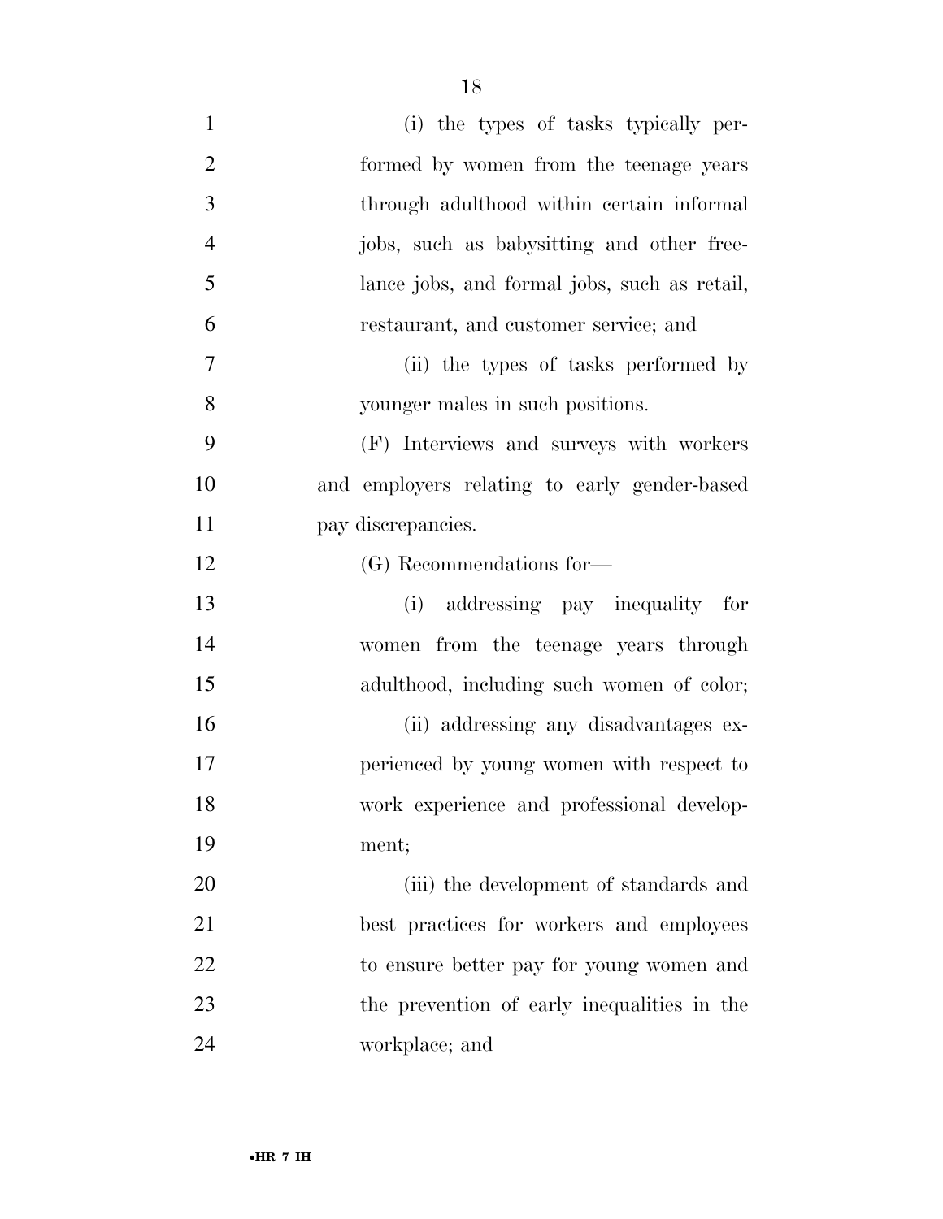(i) the types of tasks typically performed by women from the teenage years through adulthood within certain informal jobs, such as babysitting and other free-lance jobs, and formal jobs, such as retail, restaurant, and customer service; and

(ii) the types of tasks performed by younger males in such positions.

(F) Interviews and surveys with workers and employers relating to early gender-based pay discrepancies.

(G) Recommendations for—

(i) addressing pay inequality for women from the teenage years through adulthood, including such women of color;

(ii) addressing any disadvantages experienced by young women with respect to work experience and professional development;

(iii) the development of standards and best practices for workers and employees to ensure better pay for young women and the prevention of early inequalities in the workplace; and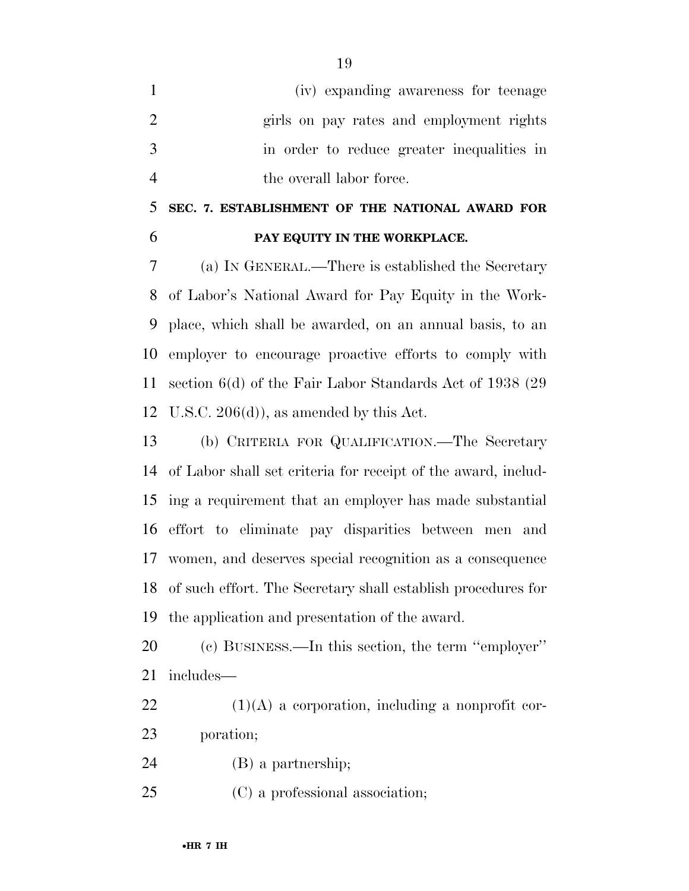(iv) expanding awareness for teenage girls on pay rates and employment rights in order to reduce greater inequalities in the overall labor force.

**SEC. 7. ESTABLISHMENT OF THE NATIONAL AWARD FOR PAY EQUITY IN THE WORKPLACE.**

(a) IN GENERAL.—There is established the Secretary of Labor's National Award for Pay Equity in the Workplace, which shall be awarded, on an annual basis, to an employer to encourage proactive efforts to comply with section 6(d) of the Fair Labor Standards Act of 1938 (29 U.S.C. 206(d)), as amended by this Act.

(b) CRITERIA FOR QUALIFICATION.—The Secretary of Labor shall set criteria for receipt of the award, including a requirement that an employer has made substantial effort to eliminate pay disparities between men and women, and deserves special recognition as a consequence of such effort. The Secretary shall establish procedures for the application and presentation of the award.

(c) BUSINESS.—In this section, the term ''employer'' includes—

(1)(A) a corporation, including a nonprofit corporation;

(B) a partnership;

(C) a professional association;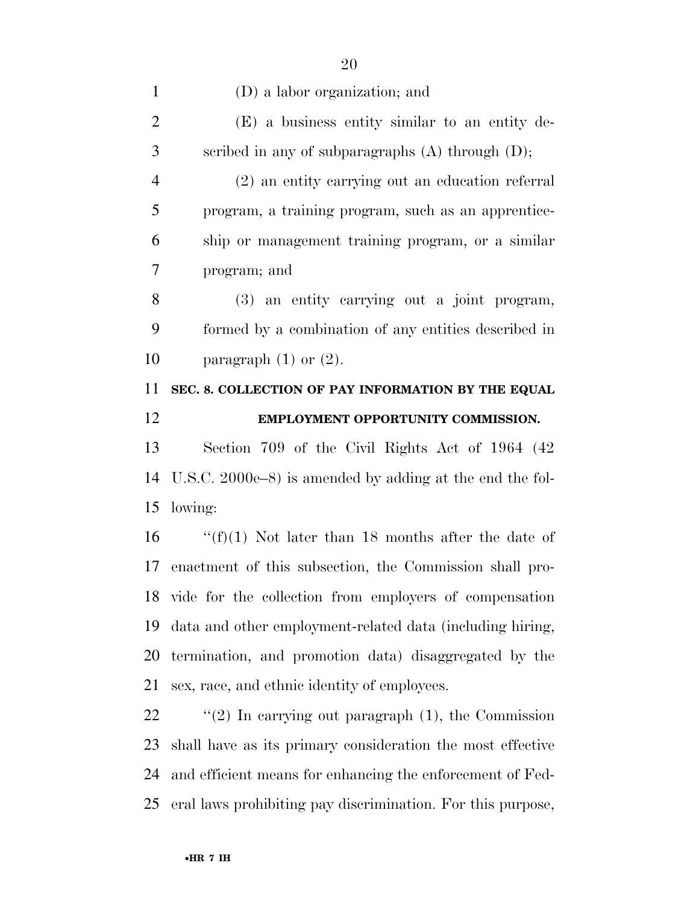(D) a labor organization; and

(E) a business entity similar to an entity described in any of subparagraphs (A) through (D);

(2) an entity carrying out an education referral program, a training program, such as an apprenticeship or management training program, or a similar program; and

(3) an entity carrying out a joint program, formed by a combination of any entities described in paragraph (1) or (2).

**SEC. 8. COLLECTION OF PAY INFORMATION BY THE EQUAL EMPLOYMENT OPPORTUNITY COMMISSION.**

Section 709 of the Civil Rights Act of 1964 (42 U.S.C. 2000e–8) is amended by adding at the end the following:

"(f)(1) Not later than 18 months after the date of enactment of this subsection, the Commission shall provide for the collection from employers of compensation data and other employment-related data (including hiring, termination, and promotion data) disaggregated by the sex, race, and ethnic identity of employees.

"(2) In carrying out paragraph (1), the Commission shall have as its primary consideration the most effective and efficient means for enhancing the enforcement of Federal laws prohibiting pay discrimination. For this purpose,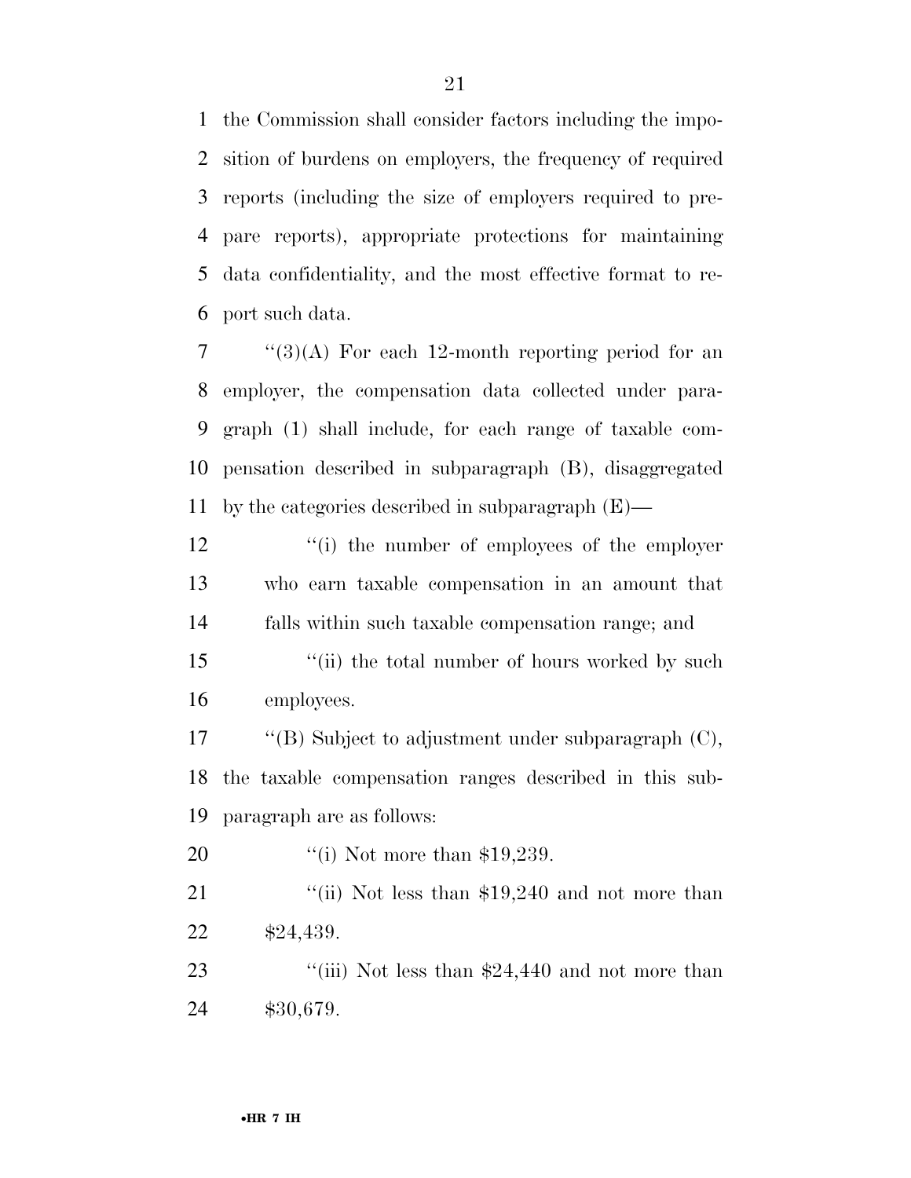the Commission shall consider factors including the imposition of burdens on employers, the frequency of required reports (including the size of employers required to prepare reports), appropriate protections for maintaining data confidentiality, and the most effective format to report such data.

''(3)(A) For each 12-month reporting period for an employer, the compensation data collected under paragraph (1) shall include, for each range of taxable compensation described in subparagraph (B), disaggregated by the categories described in subparagraph (E)—

''(i) the number of employees of the employer who earn taxable compensation in an amount that falls within such taxable compensation range; and

''(ii) the total number of hours worked by such employees.

''(B) Subject to adjustment under subparagraph (C), the taxable compensation ranges described in this subparagraph are as follows:

''(i) Not more than $19,239.

''(ii) Not less than $19,240 and not more than $24,439.

''(iii) Not less than $24,440 and not more than $30,679.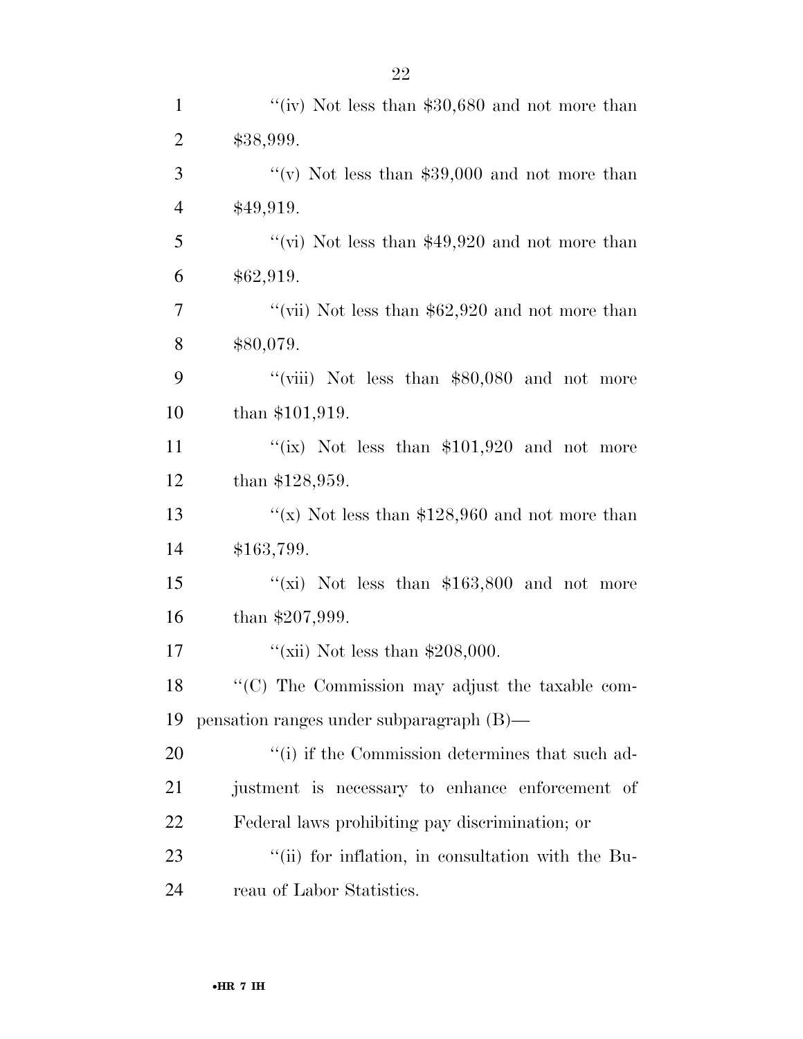''(iv) Not less than $30,680 and not more than $38,999.

''(v) Not less than $39,000 and not more than $49,919.

''(vi) Not less than $49,920 and not more than $62,919.

''(vii) Not less than $62,920 and not more than $80,079.

''(viii) Not less than $80,080 and not more than $101,919.

''(ix) Not less than $101,920 and not more than $128,959.

''(x) Not less than $128,960 and not more than $163,799.

''(xi) Not less than $163,800 and not more than $207,999.

''(xii) Not less than $208,000.

''(C) The Commission may adjust the taxable compensation ranges under subparagraph (B)—

''(i) if the Commission determines that such adjustment is necessary to enhance enforcement of Federal laws prohibiting pay discrimination; or

''(ii) for inflation, in consultation with the Bureau of Labor Statistics.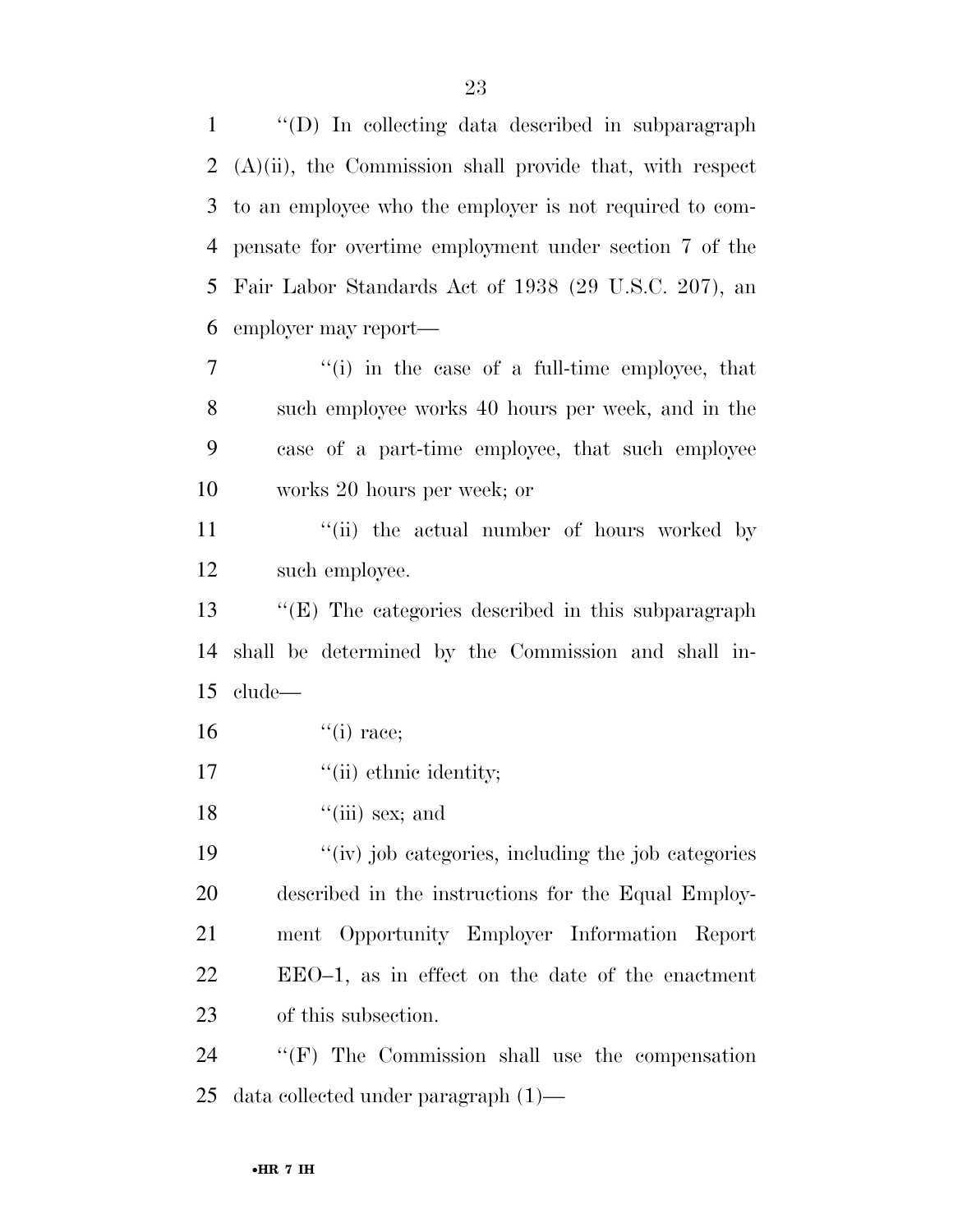''(D) In collecting data described in subparagraph (A)(ii), the Commission shall provide that, with respect to an employee who the employer is not required to compensate for overtime employment under section 7 of the Fair Labor Standards Act of 1938 (29 U.S.C. 207), an employer may report—

''(i) in the case of a full-time employee, that such employee works 40 hours per week, and in the case of a part-time employee, that such employee works 20 hours per week; or

''(ii) the actual number of hours worked by such employee.

''(E) The categories described in this subparagraph shall be determined by the Commission and shall include—

''(i) race;

''(ii) ethnic identity;

''(iii) sex; and

''(iv) job categories, including the job categories described in the instructions for the Equal Employment Opportunity Employer Information Report EEO–1, as in effect on the date of the enactment of this subsection.

''(F) The Commission shall use the compensation data collected under paragraph (1)—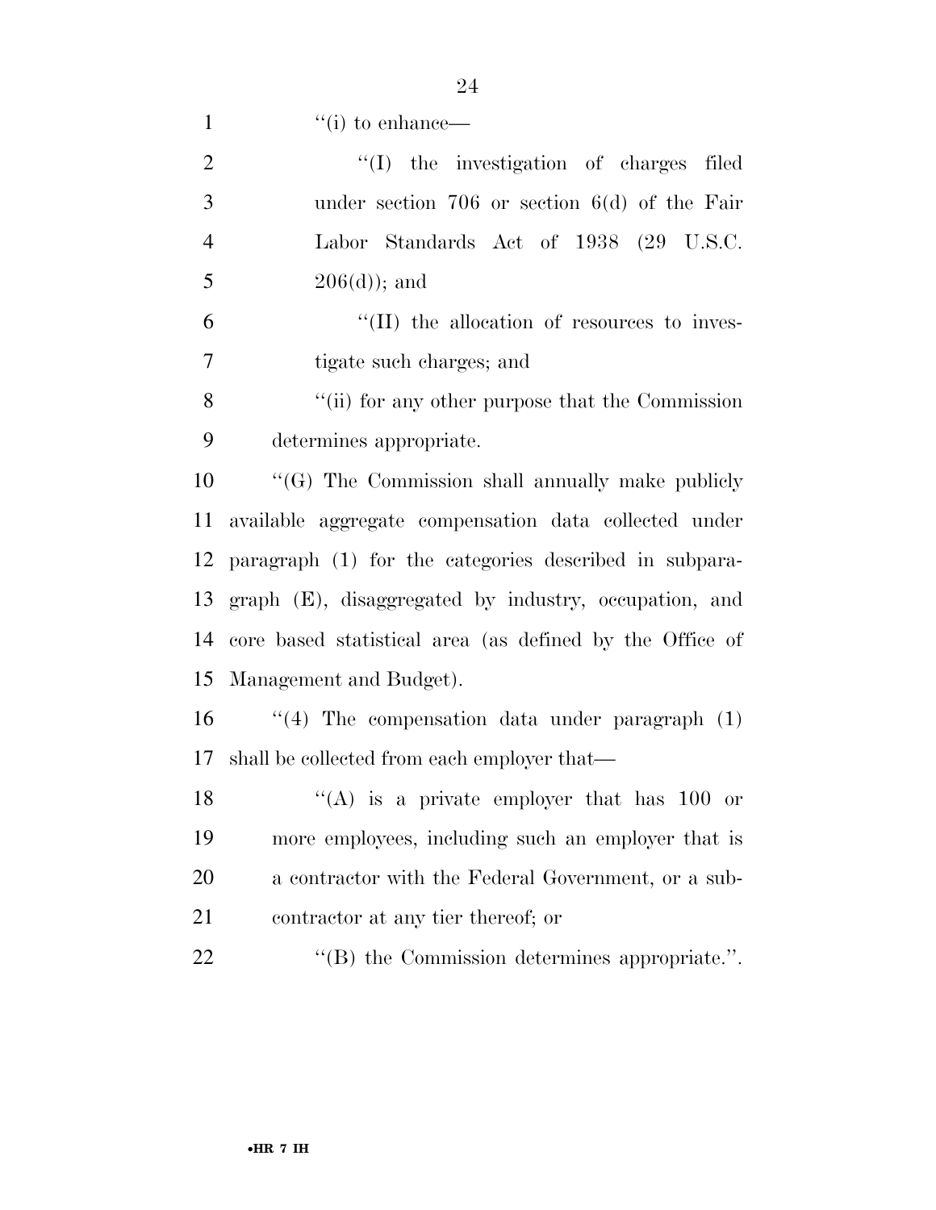''(i) to enhance—

''(I) the investigation of charges filed under section 706 or section 6(d) of the Fair Labor Standards Act of 1938 (29 U.S.C. 206(d)); and

''(II) the allocation of resources to investigate such charges; and

''(ii) for any other purpose that the Commission determines appropriate.

''(G) The Commission shall annually make publicly available aggregate compensation data collected under paragraph (1) for the categories described in subparagraph (E), disaggregated by industry, occupation, and core based statistical area (as defined by the Office of Management and Budget).

''(4) The compensation data under paragraph (1) shall be collected from each employer that—

''(A) is a private employer that has 100 or more employees, including such an employer that is a contractor with the Federal Government, or a subcontractor at any tier thereof; or

''(B) the Commission determines appropriate.''.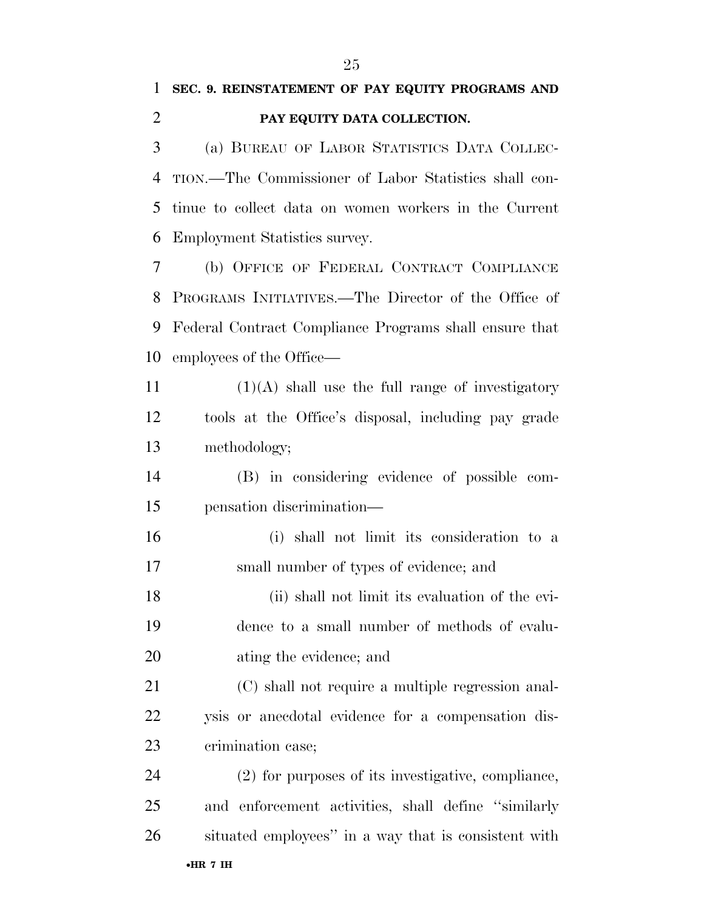**SEC. 9. REINSTATEMENT OF PAY EQUITY PROGRAMS AND PAY EQUITY DATA COLLECTION.**

(a) BUREAU OF LABOR STATISTICS DATA COLLECTION.—The Commissioner of Labor Statistics shall continue to collect data on women workers in the Current Employment Statistics survey.

(b) OFFICE OF FEDERAL CONTRACT COMPLIANCE PROGRAMS INITIATIVES.—The Director of the Office of Federal Contract Compliance Programs shall ensure that employees of the Office—

(1)(A) shall use the full range of investigatory tools at the Office's disposal, including pay grade methodology;

(B) in considering evidence of possible compensation discrimination—

(i) shall not limit its consideration to a small number of types of evidence; and

(ii) shall not limit its evaluation of the evidence to a small number of methods of evaluating the evidence; and

(C) shall not require a multiple regression analysis or anecdotal evidence for a compensation discrimination case;

(2) for purposes of its investigative, compliance, and enforcement activities, shall define ''similarly situated employees'' in a way that is consistent with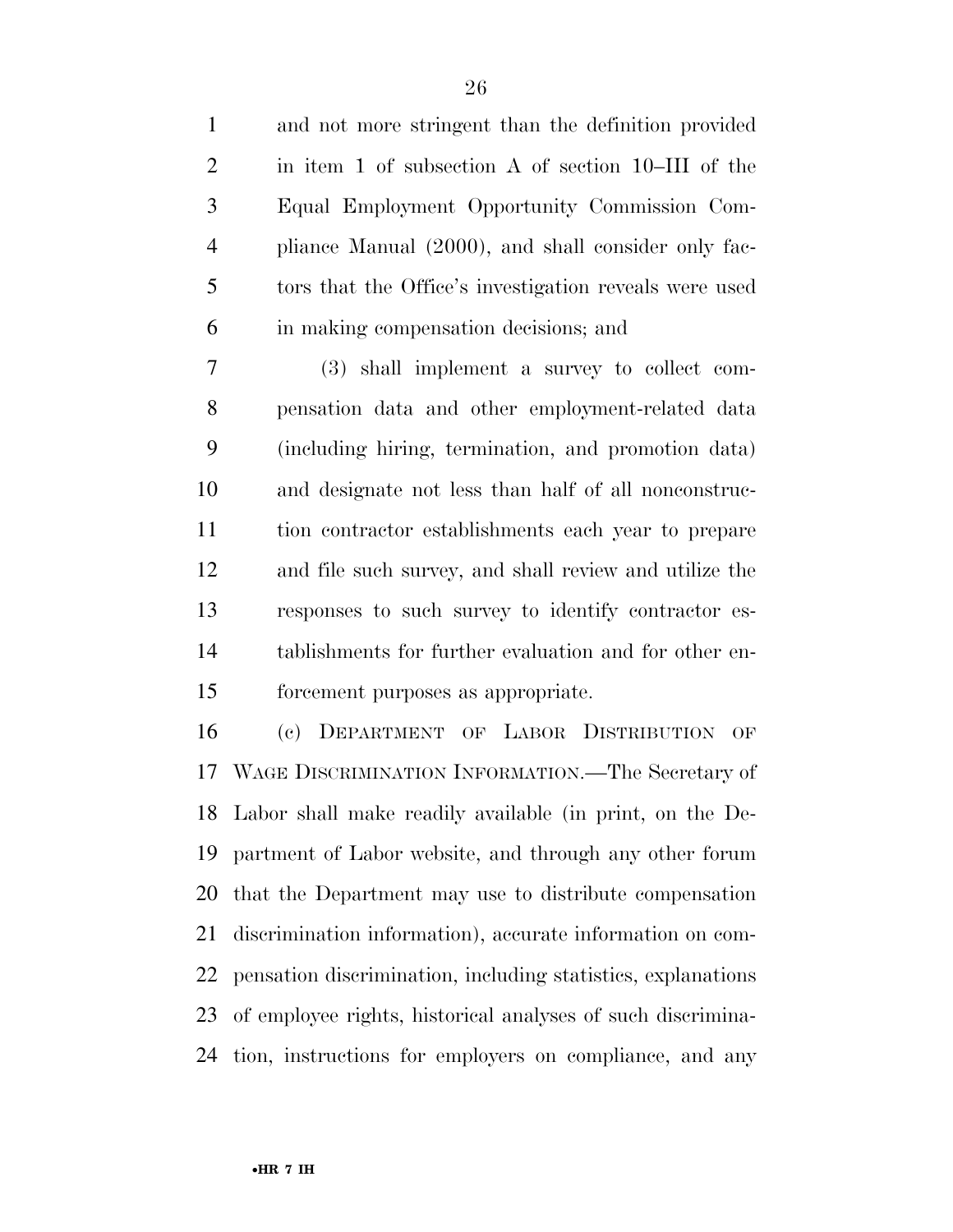and not more stringent than the definition provided in item 1 of subsection A of section 10–III of the Equal Employment Opportunity Commission Compliance Manual (2000), and shall consider only factors that the Office's investigation reveals were used in making compensation decisions; and

(3) shall implement a survey to collect compensation data and other employment-related data (including hiring, termination, and promotion data) and designate not less than half of all nonconstruction contractor establishments each year to prepare and file such survey, and shall review and utilize the responses to such survey to identify contractor establishments for further evaluation and for other enforcement purposes as appropriate.

(c) DEPARTMENT OF LABOR DISTRIBUTION OF WAGE DISCRIMINATION INFORMATION.—The Secretary of Labor shall make readily available (in print, on the Department of Labor website, and through any other forum that the Department may use to distribute compensation discrimination information), accurate information on compensation discrimination, including statistics, explanations of employee rights, historical analyses of such discrimination, instructions for employers on compliance, and any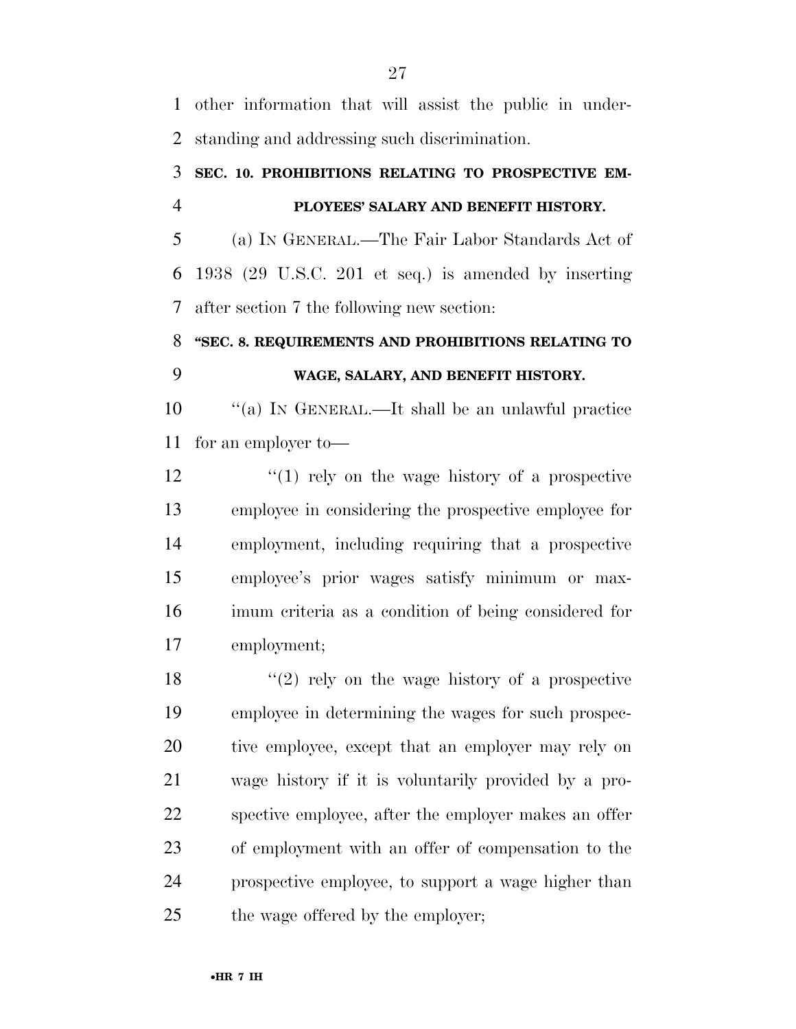other information that will assist the public in understanding and addressing such discrimination.

**SEC. 10. PROHIBITIONS RELATING TO PROSPECTIVE EMPLOYEES' SALARY AND BENEFIT HISTORY.**

(a) IN GENERAL.—The Fair Labor Standards Act of 1938 (29 U.S.C. 201 et seq.) is amended by inserting after section 7 the following new section:

**"SEC. 8. REQUIREMENTS AND PROHIBITIONS RELATING TO WAGE, SALARY, AND BENEFIT HISTORY.**

"(a) IN GENERAL.—It shall be an unlawful practice for an employer to—

"(1) rely on the wage history of a prospective employee in considering the prospective employee for employment, including requiring that a prospective employee's prior wages satisfy minimum or maximum criteria as a condition of being considered for employment;

"(2) rely on the wage history of a prospective employee in determining the wages for such prospective employee, except that an employer may rely on wage history if it is voluntarily provided by a prospective employee, after the employer makes an offer of employment with an offer of compensation to the prospective employee, to support a wage higher than the wage offered by the employer;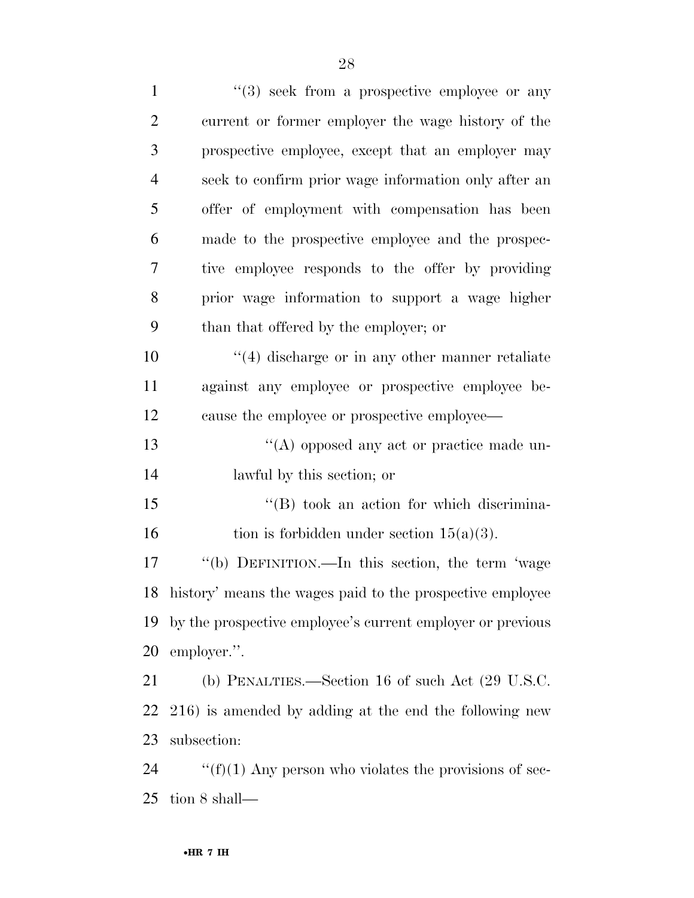''(3) seek from a prospective employee or any current or former employer the wage history of the prospective employee, except that an employer may seek to confirm prior wage information only after an offer of employment with compensation has been made to the prospective employee and the prospective employee responds to the offer by providing prior wage information to support a wage higher than that offered by the employer; or

''(4) discharge or in any other manner retaliate against any employee or prospective employee because the employee or prospective employee—

''(A) opposed any act or practice made unlawful by this section; or

''(B) took an action for which discrimination is forbidden under section 15(a)(3).

''(b) DEFINITION.—In this section, the term 'wage history' means the wages paid to the prospective employee by the prospective employee's current employer or previous employer.''.

(b) PENALTIES.—Section 16 of such Act (29 U.S.C. 216) is amended by adding at the end the following new subsection:

''(f)(1) Any person who violates the provisions of section 8 shall—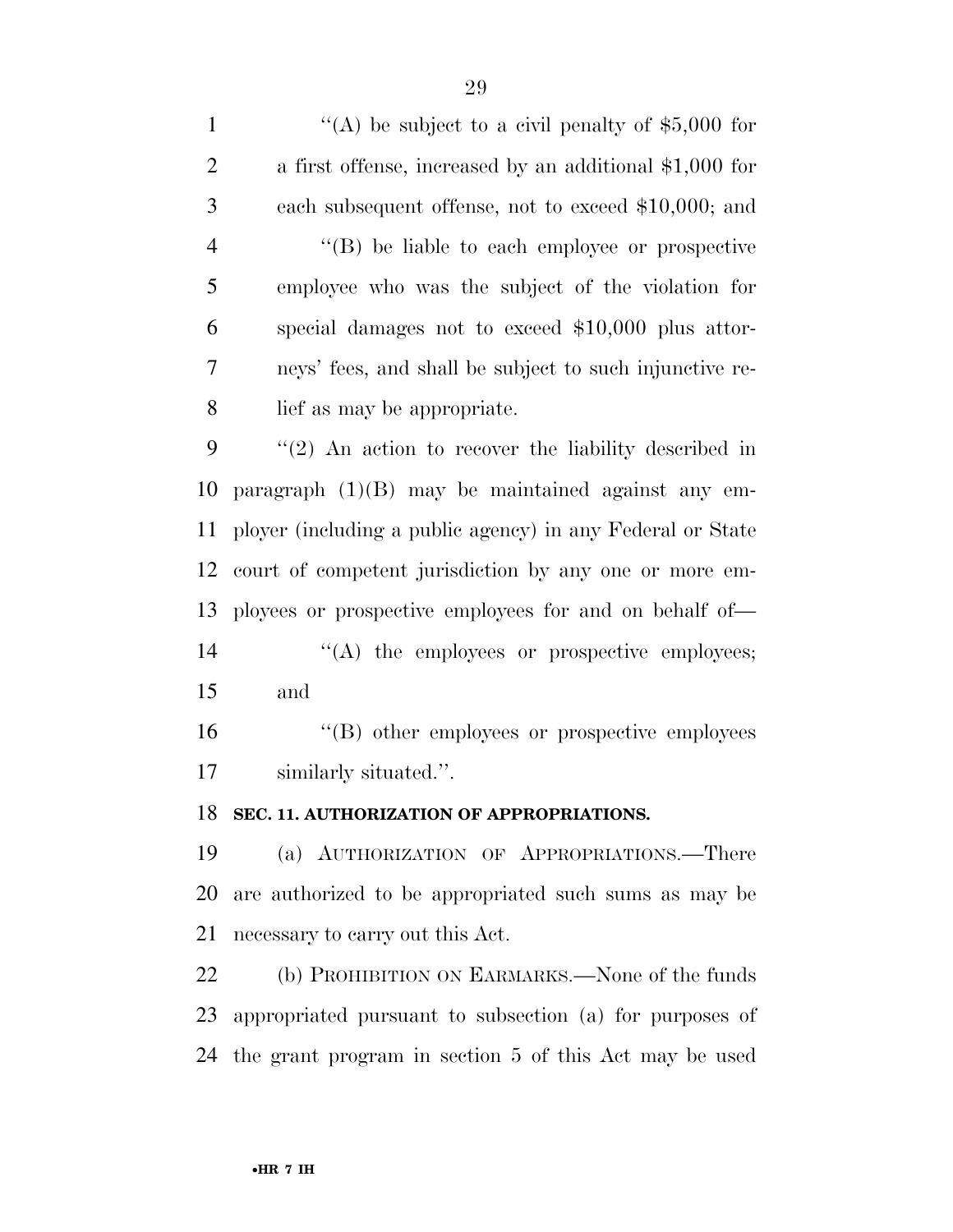''(A) be subject to a civil penalty of $5,000 for a first offense, increased by an additional $1,000 for each subsequent offense, not to exceed $10,000; and

''(B) be liable to each employee or prospective employee who was the subject of the violation for special damages not to exceed $10,000 plus attorneys' fees, and shall be subject to such injunctive relief as may be appropriate.

''(2) An action to recover the liability described in paragraph (1)(B) may be maintained against any employer (including a public agency) in any Federal or State court of competent jurisdiction by any one or more employees or prospective employees for and on behalf of—

''(A) the employees or prospective employees; and

''(B) other employees or prospective employees similarly situated.''.

**SEC. 11. AUTHORIZATION OF APPROPRIATIONS.**

(a) AUTHORIZATION OF APPROPRIATIONS.—There are authorized to be appropriated such sums as may be necessary to carry out this Act.

(b) PROHIBITION ON EARMARKS.—None of the funds appropriated pursuant to subsection (a) for purposes of the grant program in section 5 of this Act may be used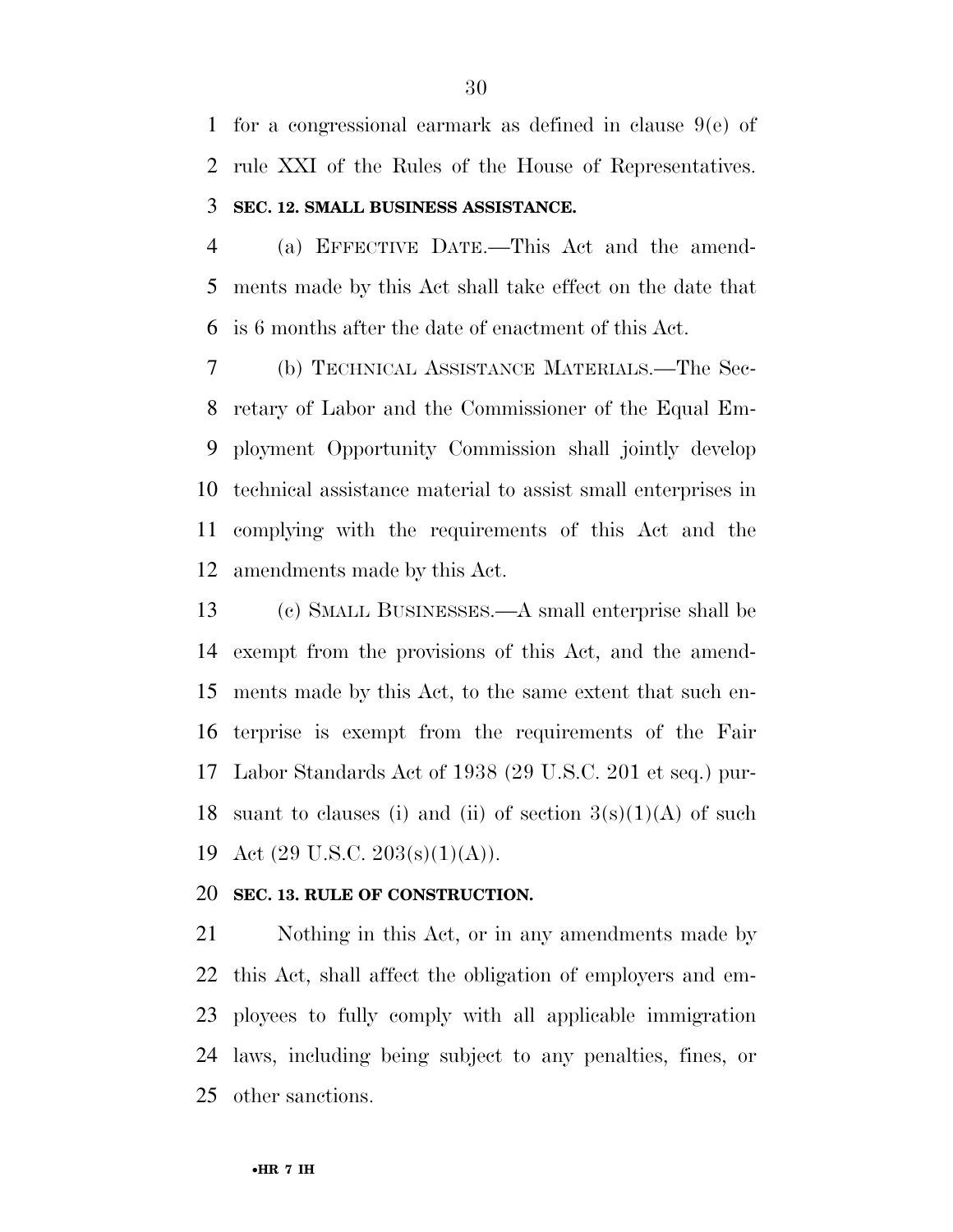for a congressional earmark as defined in clause 9(e) of rule XXI of the Rules of the House of Representatives.

### SEC. 12. SMALL BUSINESS ASSISTANCE.

(a) EFFECTIVE DATE.—This Act and the amendments made by this Act shall take effect on the date that is 6 months after the date of enactment of this Act.

(b) TECHNICAL ASSISTANCE MATERIALS.—The Secretary of Labor and the Commissioner of the Equal Employment Opportunity Commission shall jointly develop technical assistance material to assist small enterprises in complying with the requirements of this Act and the amendments made by this Act.

(c) SMALL BUSINESSES.—A small enterprise shall be exempt from the provisions of this Act, and the amendments made by this Act, to the same extent that such enterprise is exempt from the requirements of the Fair Labor Standards Act of 1938 (29 U.S.C. 201 et seq.) pursuant to clauses (i) and (ii) of section 3(s)(1)(A) of such Act (29 U.S.C. 203(s)(1)(A)).

### SEC. 13. RULE OF CONSTRUCTION.

Nothing in this Act, or in any amendments made by this Act, shall affect the obligation of employers and employees to fully comply with all applicable immigration laws, including being subject to any penalties, fines, or other sanctions.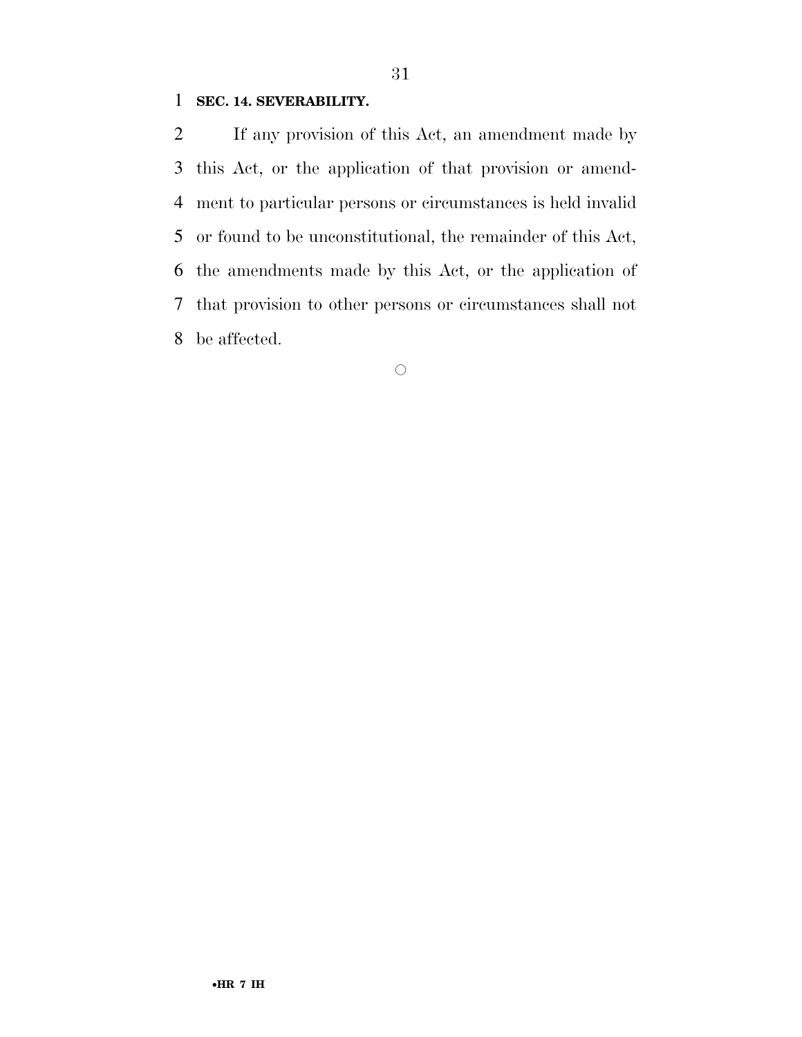**SEC. 14. SEVERABILITY.**

If any provision of this Act, an amendment made by this Act, or the application of that provision or amendment to particular persons or circumstances is held invalid or found to be unconstitutional, the remainder of this Act, the amendments made by this Act, or the application of that provision to other persons or circumstances shall not be affected.

○